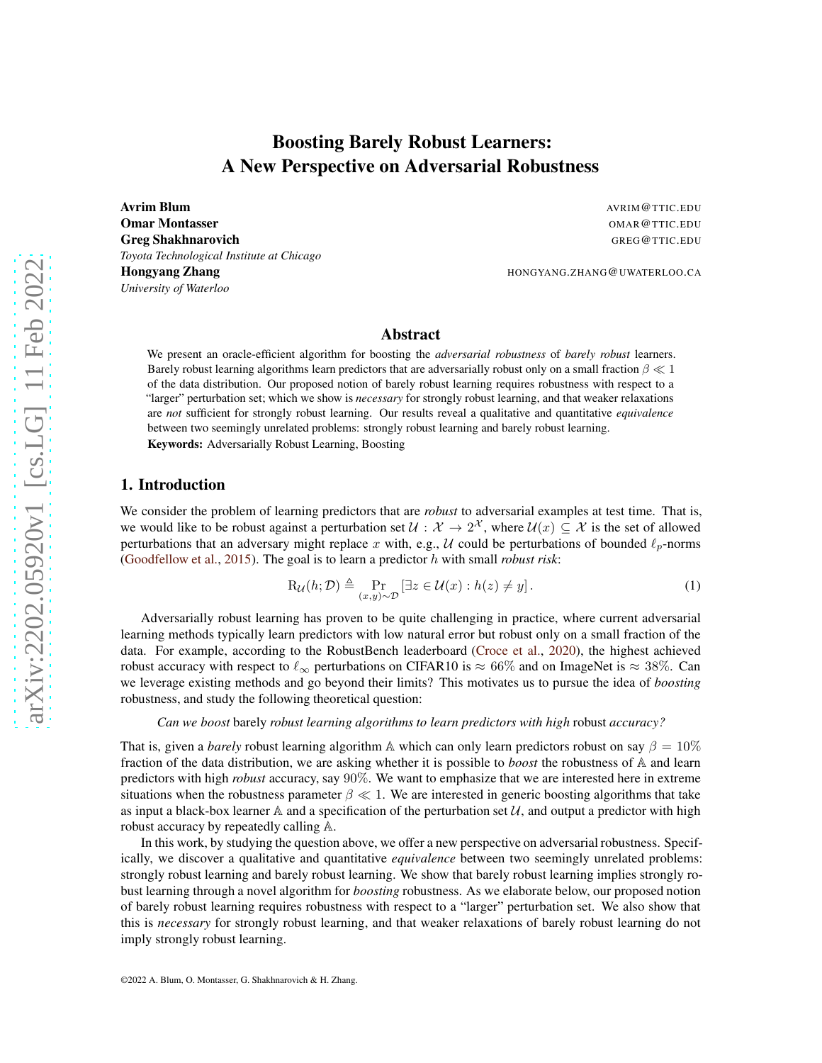# Boosting Barely Robust Learners: A New Perspective on Adversarial Robustness

**Avrim Blum** AVRIM@TTIC.EDU
**Omar Montasser** OMAR@TTIC.EDU
**Greg Shakhnarovich** GREG@TTIC.EDU
*Toyota Technological Institute at Chicago*
**Hongyang Zhang** HONGYANG.ZHANG@UWATERLOO.CA
*University of Waterloo*

## Abstract

We present an oracle-efficient algorithm for boosting the *adversarial robustness* of *barely robust* learners. Barely robust learning algorithms learn predictors that are adversarially robust only on a small fraction $\beta \ll 1$ of the data distribution. Our proposed notion of barely robust learning requires robustness with respect to a "larger" perturbation set; which we show is *necessary* for strongly robust learning, and that weaker relaxations are *not* sufficient for strongly robust learning. Our results reveal a qualitative and quantitative *equivalence* between two seemingly unrelated problems: strongly robust learning and barely robust learning.

**Keywords:** Adversarially Robust Learning, Boosting

## 1. Introduction

We consider the problem of learning predictors that are *robust* to adversarial examples at test time. That is, we would like to be robust against a perturbation set $\mathcal{U} : \mathcal{X} \to 2^{\mathcal{X}}$, where $\mathcal{U}(x) \subseteq \mathcal{X}$ is the set of allowed perturbations that an adversary might replace $x$ with, e.g., $\mathcal{U}$ could be perturbations of bounded $\ell_p$-norms (Goodfellow et al., 2015). The goal is to learn a predictor $h$ with small *robust risk*:

$$\mathrm{R}_{\mathcal{U}}(h; \mathcal{D}) \triangleq \Pr_{(x,y)\sim\mathcal{D}} \left[\exists z \in \mathcal{U}(x) : h(z) \neq y\right]. \tag{1}$$

Adversarially robust learning has proven to be quite challenging in practice, where current adversarial learning methods typically learn predictors with low natural error but robust only on a small fraction of the data. For example, according to the RobustBench leaderboard (Croce et al., 2020), the highest achieved robust accuracy with respect to $\ell_\infty$ perturbations on CIFAR10 is $\approx 66\%$ and on ImageNet is $\approx 38\%$. Can we leverage existing methods and go beyond their limits? This motivates us to pursue the idea of *boosting* robustness, and study the following theoretical question:

*Can we boost* barely *robust learning algorithms to learn predictors with high* robust *accuracy?*

That is, given a *barely* robust learning algorithm $\mathbb{A}$ which can only learn predictors robust on say $\beta = 10\%$ fraction of the data distribution, we are asking whether it is possible to *boost* the robustness of $\mathbb{A}$ and learn predictors with high *robust* accuracy, say $90\%$. We want to emphasize that we are interested here in extreme situations when the robustness parameter $\beta \ll 1$. We are interested in generic boosting algorithms that take as input a black-box learner $\mathbb{A}$ and a specification of the perturbation set $\mathcal{U}$, and output a predictor with high robust accuracy by repeatedly calling $\mathbb{A}$.

In this work, by studying the question above, we offer a new perspective on adversarial robustness. Specifically, we discover a qualitative and quantitative *equivalence* between two seemingly unrelated problems: strongly robust learning and barely robust learning. We show that barely robust learning implies strongly robust learning through a novel algorithm for *boosting* robustness. As we elaborate below, our proposed notion of barely robust learning requires robustness with respect to a "larger" perturbation set. We also show that this is *necessary* for strongly robust learning, and that weaker relaxations of barely robust learning do not imply strongly robust learning.

©2022 A. Blum, O. Montasser, G. Shakhnarovich & H. Zhang.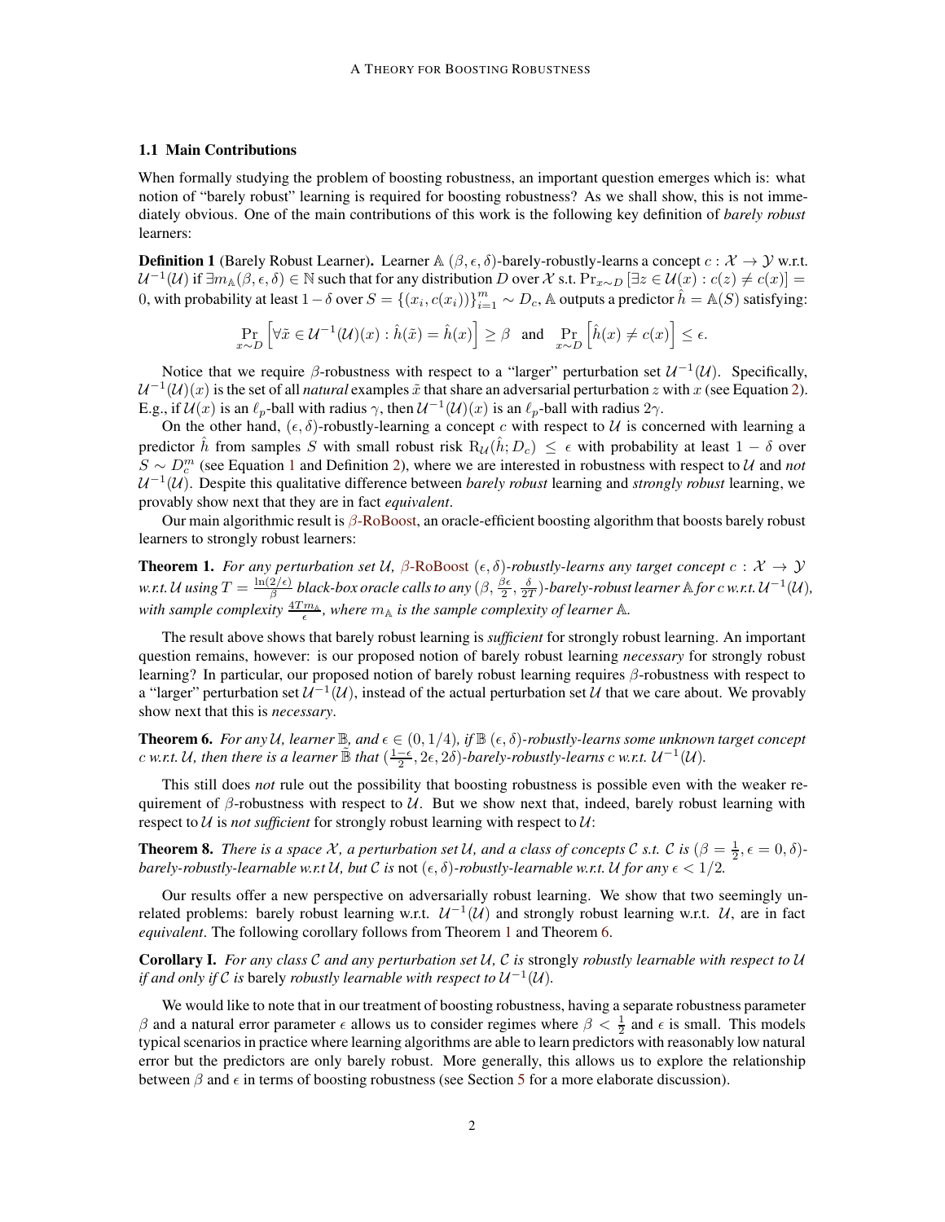### 1.1 Main Contributions

When formally studying the problem of boosting robustness, an important question emerges which is: what notion of "barely robust" learning is required for boosting robustness? As we shall show, this is not immediately obvious. One of the main contributions of this work is the following key definition of *barely robust* learners:

**Definition 1** (Barely Robust Learner). Learner $\mathbb{A}$ $(\beta, \epsilon, \delta)$-barely-robustly-learns a concept $c : \mathcal{X} \to \mathcal{Y}$ w.r.t. $\mathcal{U}^{-1}(\mathcal{U})$ if $\exists m_{\mathbb{A}}(\beta, \epsilon, \delta) \in \mathbb{N}$ such that for any distribution $D$ over $\mathcal{X}$ s.t. $\Pr_{x\sim D}\left[\exists z \in \mathcal{U}(x) : c(z) \neq c(x)\right] = 0$, with probability at least $1 - \delta$ over $S = \{(x_i, c(x_i))\}_{i=1}^m \sim D_c$, $\mathbb{A}$ outputs a predictor $\hat{h} = \mathbb{A}(S)$ satisfying:

$$\Pr_{x\sim D}\left[\forall \tilde{x} \in \mathcal{U}^{-1}(\mathcal{U})(x) : \hat{h}(\tilde{x}) = \hat{h}(x)\right] \geq \beta \quad \text{and} \quad \Pr_{x\sim D}\left[\hat{h}(x) \neq c(x)\right] \leq \epsilon.$$

Notice that we require $\beta$-robustness with respect to a "larger" perturbation set $\mathcal{U}^{-1}(\mathcal{U})$. Specifically, $\mathcal{U}^{-1}(\mathcal{U})(x)$ is the set of all *natural* examples $\tilde{x}$ that share an adversarial perturbation $z$ with $x$ (see Equation 2). E.g., if $\mathcal{U}(x)$ is an $\ell_p$-ball with radius $\gamma$, then $\mathcal{U}^{-1}(\mathcal{U})(x)$ is an $\ell_p$-ball with radius $2\gamma$.

On the other hand, $(\epsilon, \delta)$-robustly-learning a concept $c$ with respect to $\mathcal{U}$ is concerned with learning a predictor $\hat{h}$ from samples $S$ with small robust risk $\mathrm{R}_{\mathcal{U}}(\hat{h}; D_c) \leq \epsilon$ with probability at least $1 - \delta$ over $S \sim D_c^m$ (see Equation 1 and Definition 2), where we are interested in robustness with respect to $\mathcal{U}$ and *not* $\mathcal{U}^{-1}(\mathcal{U})$. Despite this qualitative difference between *barely robust* learning and *strongly robust* learning, we provably show next that they are in fact *equivalent*.

Our main algorithmic result is $\beta$-RoBoost, an oracle-efficient boosting algorithm that boosts barely robust learners to strongly robust learners:

**Theorem 1.** *For any perturbation set $\mathcal{U}$, $\beta$-RoBoost $(\epsilon, \delta)$-robustly-learns any target concept $c : \mathcal{X} \to \mathcal{Y}$ w.r.t. $\mathcal{U}$ using $T = \frac{\ln(2/\epsilon)}{\beta}$ black-box oracle calls to any $(\beta, \frac{\beta\epsilon}{2}, \frac{\delta}{2T})$-barely-robust learner $\mathbb{A}$ for $c$ w.r.t. $\mathcal{U}^{-1}(\mathcal{U})$, with sample complexity $\frac{4Tm_{\mathbb{A}}}{\epsilon}$, where $m_{\mathbb{A}}$ is the sample complexity of learner $\mathbb{A}$.*

The result above shows that barely robust learning is *sufficient* for strongly robust learning. An important question remains, however: is our proposed notion of barely robust learning *necessary* for strongly robust learning? In particular, our proposed notion of barely robust learning requires $\beta$-robustness with respect to a "larger" perturbation set $\mathcal{U}^{-1}(\mathcal{U})$, instead of the actual perturbation set $\mathcal{U}$ that we care about. We provably show next that this is *necessary*.

**Theorem 6.** *For any $\mathcal{U}$, learner $\mathbb{B}$, and $\epsilon \in (0, 1/4)$, if $\mathbb{B}$ $(\epsilon, \delta)$-robustly-learns some unknown target concept $c$ w.r.t. $\mathcal{U}$, then there is a learner $\tilde{\mathbb{B}}$ that $(\frac{1-\epsilon}{2}, 2\epsilon, 2\delta)$-barely-robustly-learns $c$ w.r.t. $\mathcal{U}^{-1}(\mathcal{U})$.*

This still does *not* rule out the possibility that boosting robustness is possible even with the weaker requirement of $\beta$-robustness with respect to $\mathcal{U}$. But we show next that, indeed, barely robust learning with respect to $\mathcal{U}$ is *not sufficient* for strongly robust learning with respect to $\mathcal{U}$:

**Theorem 8.** *There is a space $\mathcal{X}$, a perturbation set $\mathcal{U}$, and a class of concepts $\mathcal{C}$ s.t. $\mathcal{C}$ is $(\beta = \frac{1}{2}, \epsilon = 0, \delta)$-barely-robustly-learnable w.r.t $\mathcal{U}$, but $\mathcal{C}$ is* not *$(\epsilon, \delta)$-robustly-learnable w.r.t. $\mathcal{U}$ for any $\epsilon < 1/2$.*

Our results offer a new perspective on adversarially robust learning. We show that two seemingly unrelated problems: barely robust learning w.r.t. $\mathcal{U}^{-1}(\mathcal{U})$ and strongly robust learning w.r.t. $\mathcal{U}$, are in fact *equivalent*. The following corollary follows from Theorem 1 and Theorem 6.

**Corollary I.** *For any class $\mathcal{C}$ and any perturbation set $\mathcal{U}$, $\mathcal{C}$ is* strongly *robustly learnable with respect to $\mathcal{U}$ if and only if $\mathcal{C}$ is* barely *robustly learnable with respect to $\mathcal{U}^{-1}(\mathcal{U})$.*

We would like to note that in our treatment of boosting robustness, having a separate robustness parameter $\beta$ and a natural error parameter $\epsilon$ allows us to consider regimes where $\beta < \frac{1}{2}$ and $\epsilon$ is small. This models typical scenarios in practice where learning algorithms are able to learn predictors with reasonably low natural error but the predictors are only barely robust. More generally, this allows us to explore the relationship between $\beta$ and $\epsilon$ in terms of boosting robustness (see Section 5 for a more elaborate discussion).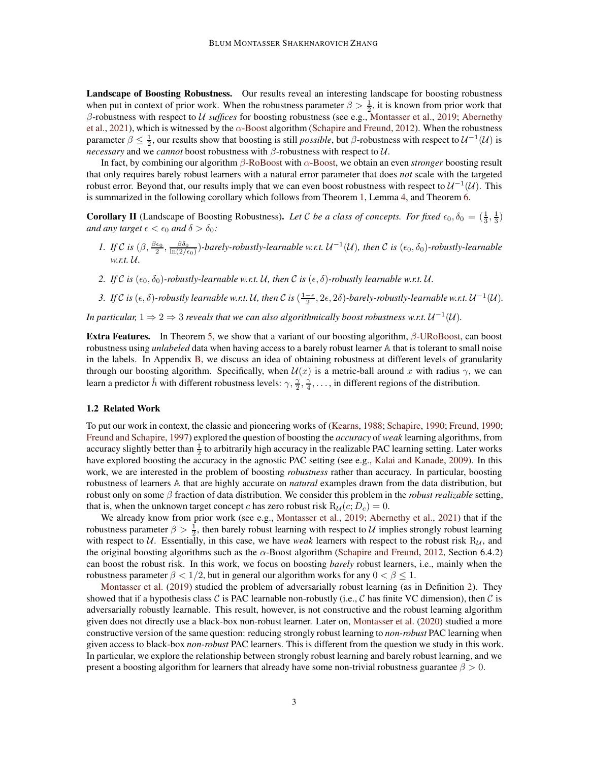**Landscape of Boosting Robustness.** Our results reveal an interesting landscape for boosting robustness when put in context of prior work. When the robustness parameter $\beta > \frac{1}{2}$, it is known from prior work that $\beta$-robustness with respect to $\mathcal{U}$ *suffices* for boosting robustness (see e.g., Montasser et al., 2019; Abernethy et al., 2021), which is witnessed by the $\alpha$-Boost algorithm (Schapire and Freund, 2012). When the robustness parameter $\beta \leq \frac{1}{2}$, our results show that boosting is still *possible*, but $\beta$-robustness with respect to $\mathcal{U}^{-1}(\mathcal{U})$ is *necessary* and we *cannot* boost robustness with $\beta$-robustness with respect to $\mathcal{U}$.

In fact, by combining our algorithm $\beta$-RoBoost with $\alpha$-Boost, we obtain an even *stronger* boosting result that only requires barely robust learners with a natural error parameter that does *not* scale with the targeted robust error. Beyond that, our results imply that we can even boost robustness with respect to $\mathcal{U}^{-1}(\mathcal{U})$. This is summarized in the following corollary which follows from Theorem 1, Lemma 4, and Theorem 6.

**Corollary II** (Landscape of Boosting Robustness)**.** *Let $\mathcal{C}$ be a class of concepts. For fixed $\epsilon_0, \delta_0 = (\frac{1}{3}, \frac{1}{3})$ and any target $\epsilon < \epsilon_0$ and $\delta > \delta_0$:*

1. *If $\mathcal{C}$ is $(\beta, \frac{\beta\epsilon_0}{2}, \frac{\beta\delta_0}{\ln(2/\epsilon_0)})$-barely-robustly-learnable w.r.t. $\mathcal{U}^{-1}(\mathcal{U})$, then $\mathcal{C}$ is $(\epsilon_0, \delta_0)$-robustly-learnable w.r.t. $\mathcal{U}$.*
2. *If $\mathcal{C}$ is $(\epsilon_0, \delta_0)$-robustly-learnable w.r.t. $\mathcal{U}$, then $\mathcal{C}$ is $(\epsilon, \delta)$-robustly learnable w.r.t. $\mathcal{U}$.*
3. *If $\mathcal{C}$ is $(\epsilon, \delta)$-robustly learnable w.r.t. $\mathcal{U}$, then $\mathcal{C}$ is $(\frac{1-\epsilon}{2}, 2\epsilon, 2\delta)$-barely-robustly-learnable w.r.t. $\mathcal{U}^{-1}(\mathcal{U})$.*

*In particular, $1 \Rightarrow 2 \Rightarrow 3$ reveals that we can also algorithmically boost robustness w.r.t. $\mathcal{U}^{-1}(\mathcal{U})$.*

**Extra Features.** In Theorem 5, we show that a variant of our boosting algorithm, $\beta$-URoBoost, can boost robustness using *unlabeled* data when having access to a barely robust learner $\mathbb{A}$ that is tolerant to small noise in the labels. In Appendix B, we discuss an idea of obtaining robustness at different levels of granularity through our boosting algorithm. Specifically, when $\mathcal{U}(x)$ is a metric-ball around $x$ with radius $\gamma$, we can learn a predictor $\hat{h}$ with different robustness levels: $\gamma, \frac{\gamma}{2}, \frac{\gamma}{4}, \ldots$, in different regions of the distribution.

### 1.2 Related Work

To put our work in context, the classic and pioneering works of (Kearns, 1988; Schapire, 1990; Freund, 1990; Freund and Schapire, 1997) explored the question of boosting the *accuracy* of *weak* learning algorithms, from accuracy slightly better than $\frac{1}{2}$ to arbitrarily high accuracy in the realizable PAC learning setting. Later works have explored boosting the accuracy in the agnostic PAC setting (see e.g., Kalai and Kanade, 2009). In this work, we are interested in the problem of boosting *robustness* rather than accuracy. In particular, boosting robustness of learners $\mathbb{A}$ that are highly accurate on *natural* examples drawn from the data distribution, but robust only on some $\beta$ fraction of data distribution. We consider this problem in the *robust realizable* setting, that is, when the unknown target concept $c$ has zero robust risk $\mathrm{R}_{\mathcal{U}}(c; D_c) = 0$.

We already know from prior work (see e.g., Montasser et al., 2019; Abernethy et al., 2021) that if the robustness parameter $\beta > \frac{1}{2}$, then barely robust learning with respect to $\mathcal{U}$ implies strongly robust learning with respect to $\mathcal{U}$. Essentially, in this case, we have *weak* learners with respect to the robust risk $\mathrm{R}_{\mathcal{U}}$, and the original boosting algorithms such as the $\alpha$-Boost algorithm (Schapire and Freund, 2012, Section 6.4.2) can boost the robust risk. In this work, we focus on boosting *barely* robust learners, i.e., mainly when the robustness parameter $\beta < 1/2$, but in general our algorithm works for any $0 < \beta \leq 1$.

Montasser et al. (2019) studied the problem of adversarially robust learning (as in Definition 2). They showed that if a hypothesis class $\mathcal{C}$ is PAC learnable non-robustly (i.e., $\mathcal{C}$ has finite VC dimension), then $\mathcal{C}$ is adversarially robustly learnable. This result, however, is not constructive and the robust learning algorithm given does not directly use a black-box non-robust learner. Later on, Montasser et al. (2020) studied a more constructive version of the same question: reducing strongly robust learning to *non-robust* PAC learning when given access to black-box *non-robust* PAC learners. This is different from the question we study in this work. In particular, we explore the relationship between strongly robust learning and barely robust learning, and we present a boosting algorithm for learners that already have some non-trivial robustness guarantee $\beta > 0$.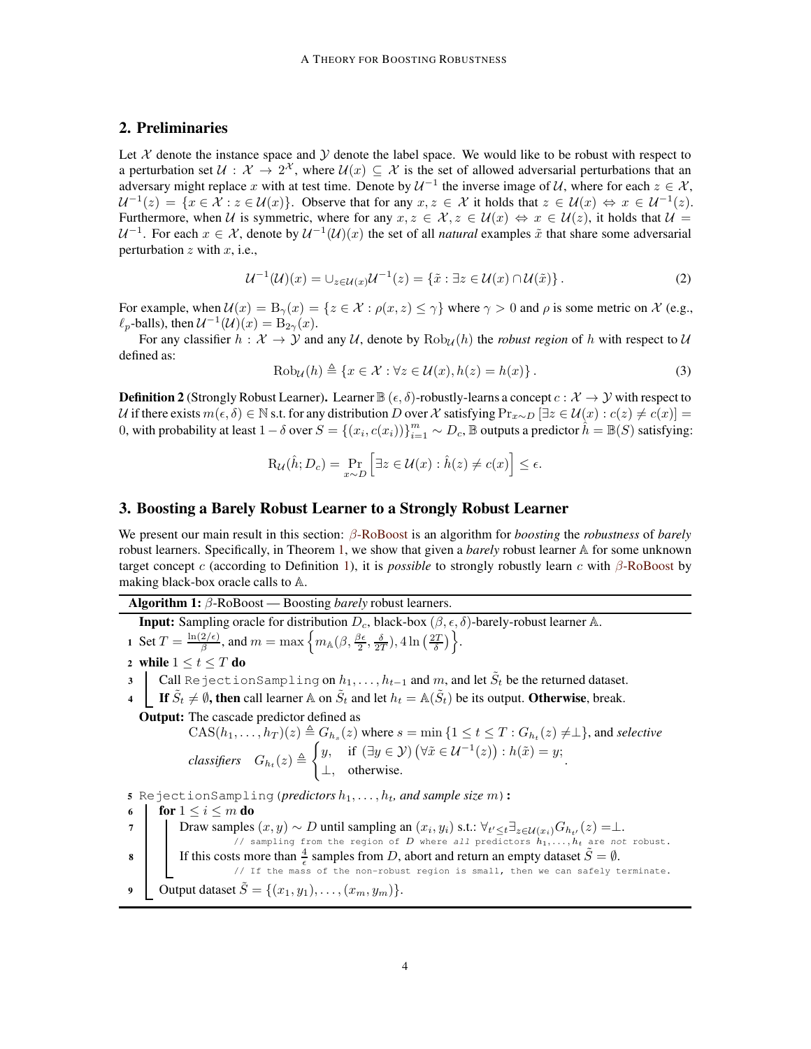## 2. Preliminaries

Let $\mathcal{X}$ denote the instance space and $\mathcal{Y}$ denote the label space. We would like to be robust with respect to a perturbation set $\mathcal{U} : \mathcal{X} \to 2^{\mathcal{X}}$, where $\mathcal{U}(x) \subseteq \mathcal{X}$ is the set of allowed adversarial perturbations that an adversary might replace $x$ with at test time. Denote by $\mathcal{U}^{-1}$ the inverse image of $\mathcal{U}$, where for each $z \in \mathcal{X}$, $\mathcal{U}^{-1}(z) = \{x \in \mathcal{X} : z \in \mathcal{U}(x)\}$. Observe that for any $x, z \in \mathcal{X}$ it holds that $z \in \mathcal{U}(x) \Leftrightarrow x \in \mathcal{U}^{-1}(z)$. Furthermore, when $\mathcal{U}$ is symmetric, where for any $x, z \in \mathcal{X}, z \in \mathcal{U}(x) \Leftrightarrow x \in \mathcal{U}(z)$, it holds that $\mathcal{U} = \mathcal{U}^{-1}$. For each $x \in \mathcal{X}$, denote by $\mathcal{U}^{-1}(\mathcal{U})(x)$ the set of all *natural* examples $\tilde{x}$ that share some adversarial perturbation $z$ with $x$, i.e.,

$$\mathcal{U}^{-1}(\mathcal{U})(x) = \cup_{z \in \mathcal{U}(x)} \mathcal{U}^{-1}(z) = \{\tilde{x} : \exists z \in \mathcal{U}(x) \cap \mathcal{U}(\tilde{x})\}. \tag{2}$$

For example, when $\mathcal{U}(x) = \mathrm{B}_\gamma(x) = \{z \in \mathcal{X} : \rho(x, z) \leq \gamma\}$ where $\gamma > 0$ and $\rho$ is some metric on $\mathcal{X}$ (e.g., $\ell_p$-balls), then $\mathcal{U}^{-1}(\mathcal{U})(x) = \mathrm{B}_{2\gamma}(x)$.

For any classifier $h : \mathcal{X} \to \mathcal{Y}$ and any $\mathcal{U}$, denote by $\mathrm{Rob}_{\mathcal{U}}(h)$ the *robust region* of $h$ with respect to $\mathcal{U}$ defined as:

$$\mathrm{Rob}_{\mathcal{U}}(h) \triangleq \{x \in \mathcal{X} : \forall z \in \mathcal{U}(x), h(z) = h(x)\}. \tag{3}$$

**Definition 2** (Strongly Robust Learner)**.** Learner $\mathbb{B}$ $(\epsilon, \delta)$-robustly-learns a concept $c : \mathcal{X} \to \mathcal{Y}$ with respect to $\mathcal{U}$ if there exists $m(\epsilon, \delta) \in \mathbb{N}$ s.t. for any distribution $D$ over $\mathcal{X}$ satisfying $\Pr_{x \sim D}[\exists z \in \mathcal{U}(x) : c(z) \neq c(x)] = 0$, with probability at least $1 - \delta$ over $S = \{(x_i, c(x_i))\}_{i=1}^m \sim D_c$, $\mathbb{B}$ outputs a predictor $\hat{h} = \mathbb{B}(S)$ satisfying:

$$\mathrm{R}_{\mathcal{U}}(\hat{h}; D_c) = \Pr_{x \sim D}\left[\exists z \in \mathcal{U}(x) : \hat{h}(z) \neq c(x)\right] \leq \epsilon.$$

## 3. Boosting a Barely Robust Learner to a Strongly Robust Learner

We present our main result in this section: $\beta$-RoBoost is an algorithm for *boosting* the *robustness* of *barely* robust learners. Specifically, in Theorem 1, we show that given a *barely* robust learner $\mathbb{A}$ for some unknown target concept $c$ (according to Definition 1), it is *possible* to strongly robustly learn $c$ with $\beta$-RoBoost by making black-box oracle calls to $\mathbb{A}$.

---

**Algorithm 1:** $\beta$-RoBoost — Boosting *barely* robust learners.

**Input:** Sampling oracle for distribution $D_c$, black-box $(\beta, \epsilon, \delta)$-barely-robust learner $\mathbb{A}$.

1. Set $T = \frac{\ln(2/\epsilon)}{\beta}$, and $m = \max\left\{m_{\mathbb{A}}(\beta, \frac{\beta\epsilon}{2}, \frac{\delta}{2T}), 4\ln\left(\frac{2T}{\delta}\right)\right\}$.
2. **while** $1 \leq t \leq T$ **do**
3. Call `RejectionSampling` on $h_1, \ldots, h_{t-1}$ and $m$, and let $\tilde{S}_t$ be the returned dataset.
4. **If** $\tilde{S}_t \neq \emptyset$**, then** call learner $\mathbb{A}$ on $\tilde{S}_t$ and let $h_t = \mathbb{A}(\tilde{S}_t)$ be its output. **Otherwise**, break.

**Output:** The cascade predictor defined as
$\mathrm{CAS}(h_1, \ldots, h_T)(z) \triangleq G_{h_s}(z)$ where $s = \min\{1 \leq t \leq T : G_{h_t}(z) \neq \perp\}$, and *selective classifiers*
$$G_{h_t}(z) \triangleq \begin{cases} y, & \text{if } (\exists y \in \mathcal{Y})\left(\forall \tilde{x} \in \mathcal{U}^{-1}(z)\right) : h(\tilde{x}) = y; \\ \perp, & \text{otherwise.} \end{cases}$$

5. `RejectionSampling` *(predictors $h_1, \ldots, h_t$, and sample size $m$)***:**
6. **for** $1 \leq i \leq m$ **do**
7. Draw samples $(x, y) \sim D$ until sampling an $(x_i, y_i)$ s.t.: $\forall_{t' \leq t} \exists_{z \in \mathcal{U}(x_i)} G_{h_{t'}}(z) = \perp$.
   `// sampling from the region of D where all predictors h_1,...,h_t are not robust.`
8. If this costs more than $\frac{4}{\epsilon}$ samples from $D$, abort and return an empty dataset $\tilde{S} = \emptyset$.
   `// If the mass of the non-robust region is small, then we can safely terminate.`
9. Output dataset $\tilde{S} = \{(x_1, y_1), \ldots, (x_m, y_m)\}$.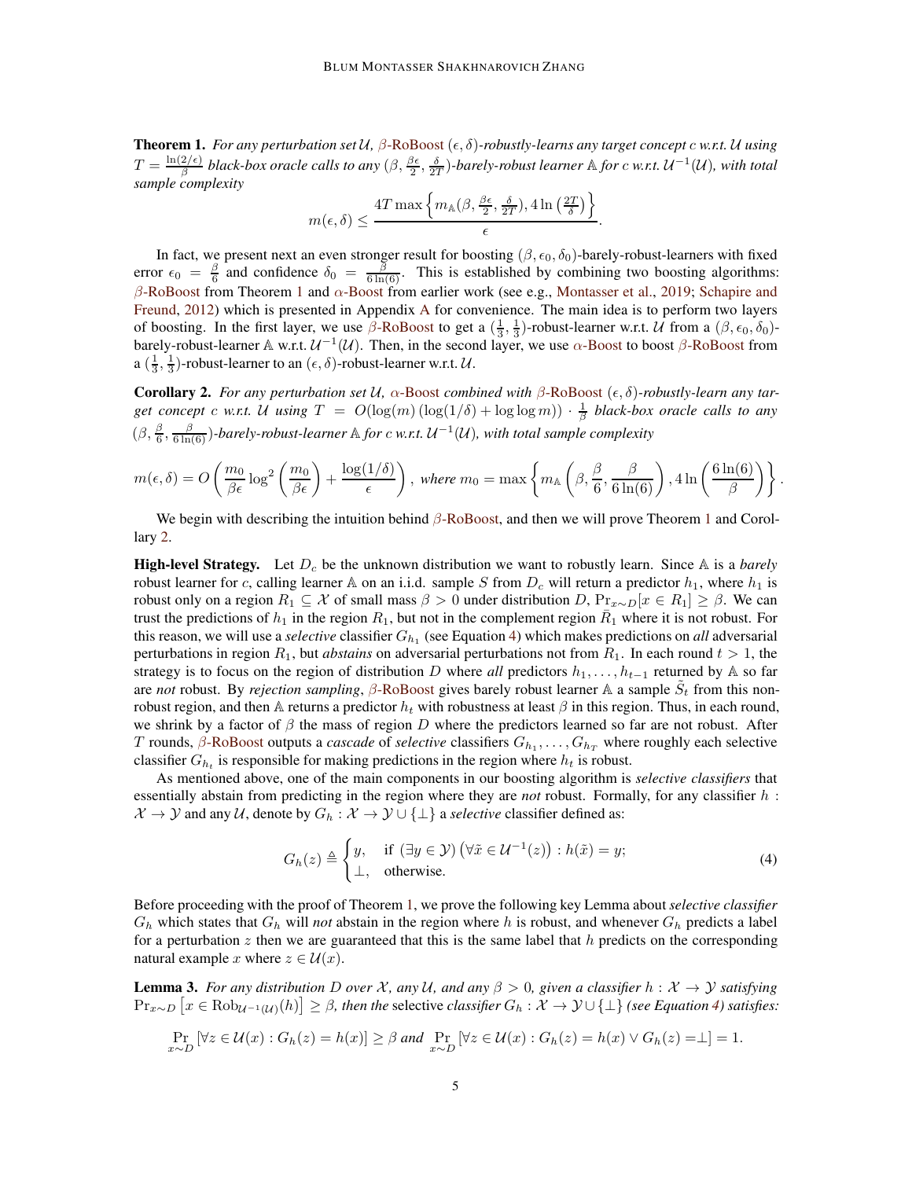**Theorem 1.** *For any perturbation set $\mathcal{U}$, $\beta$-RoBoost $(\epsilon, \delta)$-robustly-learns any target concept $c$ w.r.t. $\mathcal{U}$ using $T = \frac{\ln(2/\epsilon)}{\beta}$ black-box oracle calls to any $(\beta, \frac{\beta\epsilon}{2}, \frac{\delta}{2T})$-barely-robust learner $\mathbb{A}$ for $c$ w.r.t. $\mathcal{U}^{-1}(\mathcal{U})$, with total sample complexity*

$$m(\epsilon, \delta) \leq \frac{4T \max\left\{m_{\mathbb{A}}(\beta, \frac{\beta\epsilon}{2}, \frac{\delta}{2T}), 4\ln\left(\frac{2T}{\delta}\right)\right\}}{\epsilon}.$$

In fact, we present next an even stronger result for boosting $(\beta, \epsilon_0, \delta_0)$-barely-robust-learners with fixed error $\epsilon_0 = \frac{\beta}{6}$ and confidence $\delta_0 = \frac{\beta}{6\ln(6)}$. This is established by combining two boosting algorithms: $\beta$-RoBoost from Theorem 1 and $\alpha$-Boost from earlier work (see e.g., Montasser et al., 2019; Schapire and Freund, 2012) which is presented in Appendix A for convenience. The main idea is to perform two layers of boosting. In the first layer, we use $\beta$-RoBoost to get a $(\frac{1}{3}, \frac{1}{3})$-robust-learner w.r.t. $\mathcal{U}$ from a $(\beta, \epsilon_0, \delta_0)$-barely-robust-learner $\mathbb{A}$ w.r.t. $\mathcal{U}^{-1}(\mathcal{U})$. Then, in the second layer, we use $\alpha$-Boost to boost $\beta$-RoBoost from a $(\frac{1}{3}, \frac{1}{3})$-robust-learner to an $(\epsilon, \delta)$-robust-learner w.r.t. $\mathcal{U}$.

**Corollary 2.** *For any perturbation set $\mathcal{U}$, $\alpha$-Boost combined with $\beta$-RoBoost $(\epsilon, \delta)$-robustly-learn any target concept $c$ w.r.t. $\mathcal{U}$ using $T = O(\log(m)(\log(1/\delta) + \log\log m)) \cdot \frac{1}{\beta}$ black-box oracle calls to any $(\beta, \frac{\beta}{6}, \frac{\beta}{6\ln(6)})$-barely-robust-learner $\mathbb{A}$ for $c$ w.r.t. $\mathcal{U}^{-1}(\mathcal{U})$, with total sample complexity*

$$m(\epsilon, \delta) = O\left(\frac{m_0}{\beta\epsilon}\log^2\left(\frac{m_0}{\beta\epsilon}\right) + \frac{\log(1/\delta)}{\epsilon}\right), \text{ where } m_0 = \max\left\{m_{\mathbb{A}}\left(\beta, \frac{\beta}{6}, \frac{\beta}{6\ln(6)}\right), 4\ln\left(\frac{6\ln(6)}{\beta}\right)\right\}.$$

We begin with describing the intuition behind $\beta$-RoBoost, and then we will prove Theorem 1 and Corollary 2.

**High-level Strategy.** Let $D_c$ be the unknown distribution we want to robustly learn. Since $\mathbb{A}$ is a *barely* robust learner for $c$, calling learner $\mathbb{A}$ on an i.i.d. sample $S$ from $D_c$ will return a predictor $h_1$, where $h_1$ is robust only on a region $R_1 \subseteq \mathcal{X}$ of small mass $\beta > 0$ under distribution $D$, $\Pr_{x\sim D}[x \in R_1] \geq \beta$. We can trust the predictions of $h_1$ in the region $R_1$, but not in the complement region $\bar{R}_1$ where it is not robust. For this reason, we will use a *selective* classifier $G_{h_1}$ (see Equation 4) which makes predictions on *all* adversarial perturbations in region $R_1$, but *abstains* on adversarial perturbations not from $R_1$. In each round $t > 1$, the strategy is to focus on the region of distribution $D$ where *all* predictors $h_1, \dots, h_{t-1}$ returned by $\mathbb{A}$ so far are *not* robust. By *rejection sampling*, $\beta$-RoBoost gives barely robust learner $\mathbb{A}$ a sample $\tilde{S}_t$ from this non-robust region, and then $\mathbb{A}$ returns a predictor $h_t$ with robustness at least $\beta$ in this region. Thus, in each round, we shrink by a factor of $\beta$ the mass of region $D$ where the predictors learned so far are not robust. After $T$ rounds, $\beta$-RoBoost outputs a *cascade* of *selective* classifiers $G_{h_1}, \dots, G_{h_T}$ where roughly each selective classifier $G_{h_t}$ is responsible for making predictions in the region where $h_t$ is robust.

As mentioned above, one of the main components in our boosting algorithm is *selective classifiers* that essentially abstain from predicting in the region where they are *not* robust. Formally, for any classifier $h : \mathcal{X} \to \mathcal{Y}$ and any $\mathcal{U}$, denote by $G_h : \mathcal{X} \to \mathcal{Y} \cup \{\perp\}$ a *selective* classifier defined as:

$$G_h(z) \triangleq \begin{cases} y, & \text{if } (\exists y \in \mathcal{Y})\left(\forall \tilde{x} \in \mathcal{U}^{-1}(z)\right) : h(\tilde{x}) = y; \\ \perp, & \text{otherwise.} \end{cases} \tag{4}$$

Before proceeding with the proof of Theorem 1, we prove the following key Lemma about *selective classifier* $G_h$ which states that $G_h$ will *not* abstain in the region where $h$ is robust, and whenever $G_h$ predicts a label for a perturbation $z$ then we are guaranteed that this is the same label that $h$ predicts on the corresponding natural example $x$ where $z \in \mathcal{U}(x)$.

**Lemma 3.** *For any distribution $D$ over $\mathcal{X}$, any $\mathcal{U}$, and any $\beta > 0$, given a classifier $h : \mathcal{X} \to \mathcal{Y}$ satisfying $\Pr_{x\sim D}\left[x \in \mathrm{Rob}_{\mathcal{U}^{-1}(\mathcal{U})}(h)\right] \geq \beta$, then the* selective *classifier $G_h : \mathcal{X} \to \mathcal{Y} \cup \{\perp\}$ (see Equation 4) satisfies:*

$$\Pr_{x\sim D}\left[\forall z \in \mathcal{U}(x) : G_h(z) = h(x)\right] \geq \beta \text{ and } \Pr_{x\sim D}\left[\forall z \in \mathcal{U}(x) : G_h(z) = h(x) \vee G_h(z) = \perp\right] = 1.$$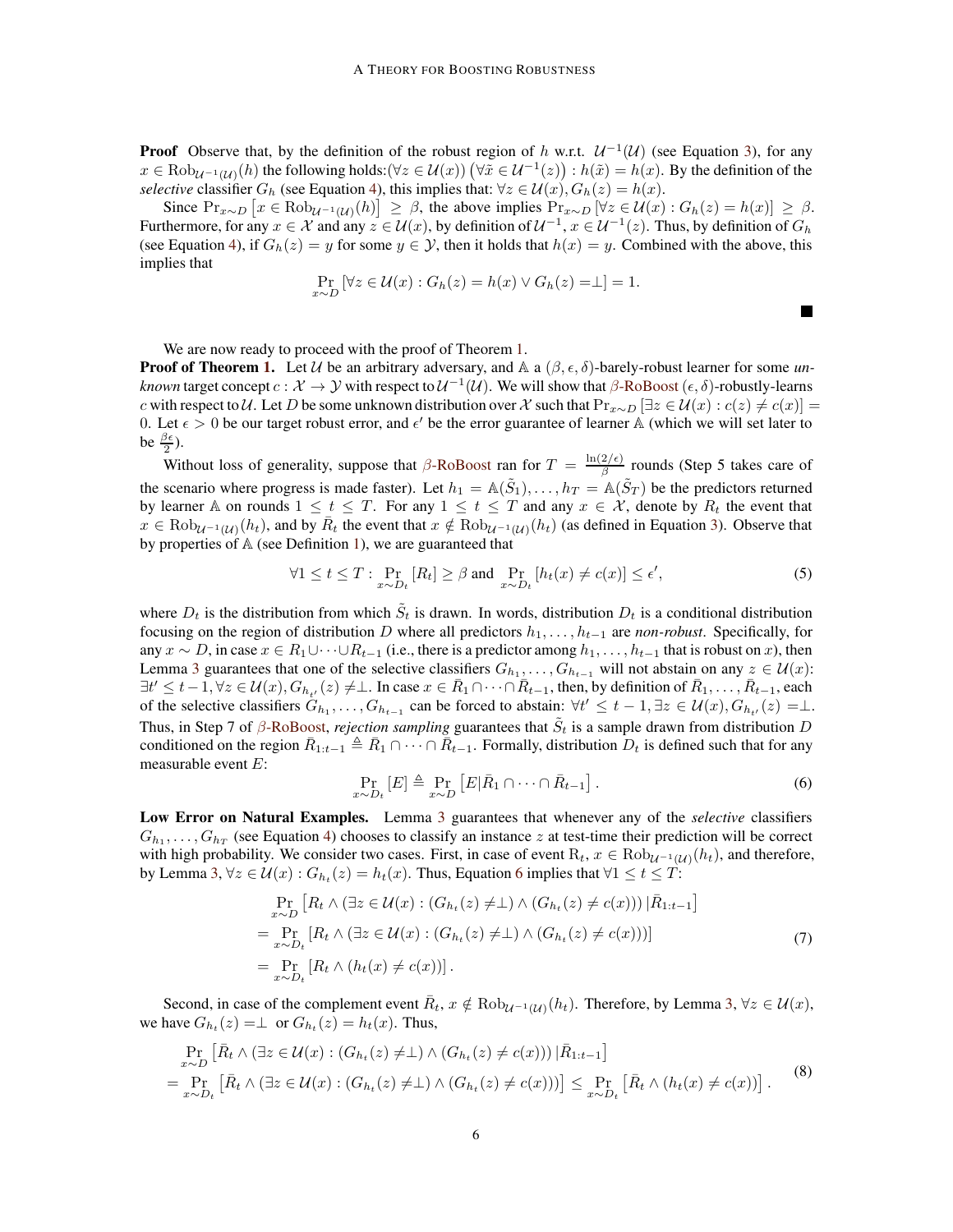**Proof** Observe that, by the definition of the robust region of $h$ w.r.t. $\mathcal{U}^{-1}(\mathcal{U})$ (see Equation 3), for any $x \in \mathrm{Rob}_{\mathcal{U}^{-1}(\mathcal{U})}(h)$ the following holds:$(\forall z \in \mathcal{U}(x))\left(\forall \tilde{x} \in \mathcal{U}^{-1}(z)\right) : h(\tilde{x}) = h(x)$. By the definition of the *selective* classifier $G_h$ (see Equation 4), this implies that: $\forall z \in \mathcal{U}(x), G_h(z) = h(x)$.

Since $\Pr_{x\sim D}\left[x \in \mathrm{Rob}_{\mathcal{U}^{-1}(\mathcal{U})}(h)\right] \geq \beta$, the above implies $\Pr_{x\sim D}\left[\forall z \in \mathcal{U}(x) : G_h(z) = h(x)\right] \geq \beta$. Furthermore, for any $x \in \mathcal{X}$ and any $z \in \mathcal{U}(x)$, by definition of $\mathcal{U}^{-1}$, $x \in \mathcal{U}^{-1}(z)$. Thus, by definition of $G_h$ (see Equation 4), if $G_h(z) = y$ for some $y \in \mathcal{Y}$, then it holds that $h(x) = y$. Combined with the above, this implies that

$$\Pr_{x\sim D}\left[\forall z \in \mathcal{U}(x) : G_h(z) = h(x) \vee G_h(z) = \perp\right] = 1.$$

∎

We are now ready to proceed with the proof of Theorem 1.

**Proof of Theorem 1.** Let $\mathcal{U}$ be an arbitrary adversary, and $\mathbb{A}$ a $(\beta, \epsilon, \delta)$-barely-robust learner for some *unknown* target concept $c : \mathcal{X} \to \mathcal{Y}$ with respect to $\mathcal{U}^{-1}(\mathcal{U})$. We will show that $\beta$-RoBoost $(\epsilon, \delta)$-robustly-learns $c$ with respect to $\mathcal{U}$. Let $D$ be some unknown distribution over $\mathcal{X}$ such that $\Pr_{x\sim D}\left[\exists z \in \mathcal{U}(x) : c(z) \neq c(x)\right] = 0$. Let $\epsilon > 0$ be our target robust error, and $\epsilon'$ be the error guarantee of learner $\mathbb{A}$ (which we will set later to be $\frac{\beta\epsilon}{2}$).

Without loss of generality, suppose that $\beta$-RoBoost ran for $T = \frac{\ln(2/\epsilon)}{\beta}$ rounds (Step 5 takes care of the scenario where progress is made faster). Let $h_1 = \mathbb{A}(\tilde{S}_1), \ldots, h_T = \mathbb{A}(\tilde{S}_T)$ be the predictors returned by learner $\mathbb{A}$ on rounds $1 \leq t \leq T$. For any $1 \leq t \leq T$ and any $x \in \mathcal{X}$, denote by $R_t$ the event that $x \in \mathrm{Rob}_{\mathcal{U}^{-1}(\mathcal{U})}(h_t)$, and by $\bar{R}_t$ the event that $x \notin \mathrm{Rob}_{\mathcal{U}^{-1}(\mathcal{U})}(h_t)$ (as defined in Equation 3). Observe that by properties of $\mathbb{A}$ (see Definition 1), we are guaranteed that

$$\forall 1 \leq t \leq T : \Pr_{x\sim D_t}\left[R_t\right] \geq \beta \text{ and } \Pr_{x\sim D_t}\left[h_t(x) \neq c(x)\right] \leq \epsilon', \tag{5}$$

where $D_t$ is the distribution from which $\tilde{S}_t$ is drawn. In words, distribution $D_t$ is a conditional distribution focusing on the region of distribution $D$ where all predictors $h_1, \ldots, h_{t-1}$ are *non-robust*. Specifically, for any $x \sim D$, in case $x \in R_1 \cup \cdots \cup R_{t-1}$ (i.e., there is a predictor among $h_1, \ldots, h_{t-1}$ that is robust on $x$), then Lemma 3 guarantees that one of the selective classifiers $G_{h_1}, \ldots, G_{h_{t-1}}$ will not abstain on any $z \in \mathcal{U}(x)$: $\exists t' \leq t-1, \forall z \in \mathcal{U}(x), G_{h_{t'}}(z) \neq \perp$. In case $x \in \bar{R}_1 \cap \cdots \cap \bar{R}_{t-1}$, then, by definition of $\bar{R}_1, \ldots, \bar{R}_{t-1}$, each of the selective classifiers $G_{h_1}, \ldots, G_{h_{t-1}}$ can be forced to abstain: $\forall t' \leq t-1, \exists z \in \mathcal{U}(x), G_{h_{t'}}(z) = \perp$. Thus, in Step 7 of $\beta$-RoBoost, *rejection sampling* guarantees that $\tilde{S}_t$ is a sample drawn from distribution $D$ conditioned on the region $\bar{R}_{1:t-1} \triangleq \bar{R}_1 \cap \cdots \cap \bar{R}_{t-1}$. Formally, distribution $D_t$ is defined such that for any measurable event $E$:

$$\Pr_{x\sim D_t}\left[E\right] \triangleq \Pr_{x\sim D}\left[E | \bar{R}_1 \cap \cdots \cap \bar{R}_{t-1}\right]. \tag{6}$$

**Low Error on Natural Examples.** Lemma 3 guarantees that whenever any of the *selective* classifiers $G_{h_1}, \ldots, G_{h_T}$ (see Equation 4) chooses to classify an instance $z$ at test-time their prediction will be correct with high probability. We consider two cases. First, in case of event $\mathrm{R}_t$, $x \in \mathrm{Rob}_{\mathcal{U}^{-1}(\mathcal{U})}(h_t)$, and therefore, by Lemma 3, $\forall z \in \mathcal{U}(x) : G_{h_t}(z) = h_t(x)$. Thus, Equation 6 implies that $\forall 1 \leq t \leq T$:

$$\begin{aligned}
&\Pr_{x\sim D}\left[R_t \wedge \left(\exists z \in \mathcal{U}(x) : (G_{h_t}(z) \neq \perp) \wedge (G_{h_t}(z) \neq c(x))\right) | \bar{R}_{1:t-1}\right] \\
&= \Pr_{x\sim D_t}\left[R_t \wedge \left(\exists z \in \mathcal{U}(x) : (G_{h_t}(z) \neq \perp) \wedge (G_{h_t}(z) \neq c(x))\right)\right] \\
&= \Pr_{x\sim D_t}\left[R_t \wedge (h_t(x) \neq c(x))\right].
\end{aligned} \tag{7}$$

Second, in case of the complement event $\bar{R}_t$, $x \notin \mathrm{Rob}_{\mathcal{U}^{-1}(\mathcal{U})}(h_t)$. Therefore, by Lemma 3, $\forall z \in \mathcal{U}(x)$, we have $G_{h_t}(z) = \perp$ or $G_{h_t}(z) = h_t(x)$. Thus,

$$\begin{aligned}
&\Pr_{x\sim D}\left[\bar{R}_t \wedge \left(\exists z \in \mathcal{U}(x) : (G_{h_t}(z) \neq \perp) \wedge (G_{h_t}(z) \neq c(x))\right) | \bar{R}_{1:t-1}\right] \\
&= \Pr_{x\sim D_t}\left[\bar{R}_t \wedge \left(\exists z \in \mathcal{U}(x) : (G_{h_t}(z) \neq \perp) \wedge (G_{h_t}(z) \neq c(x))\right)\right] \leq \Pr_{x\sim D_t}\left[\bar{R}_t \wedge (h_t(x) \neq c(x))\right].
\end{aligned} \tag{8}$$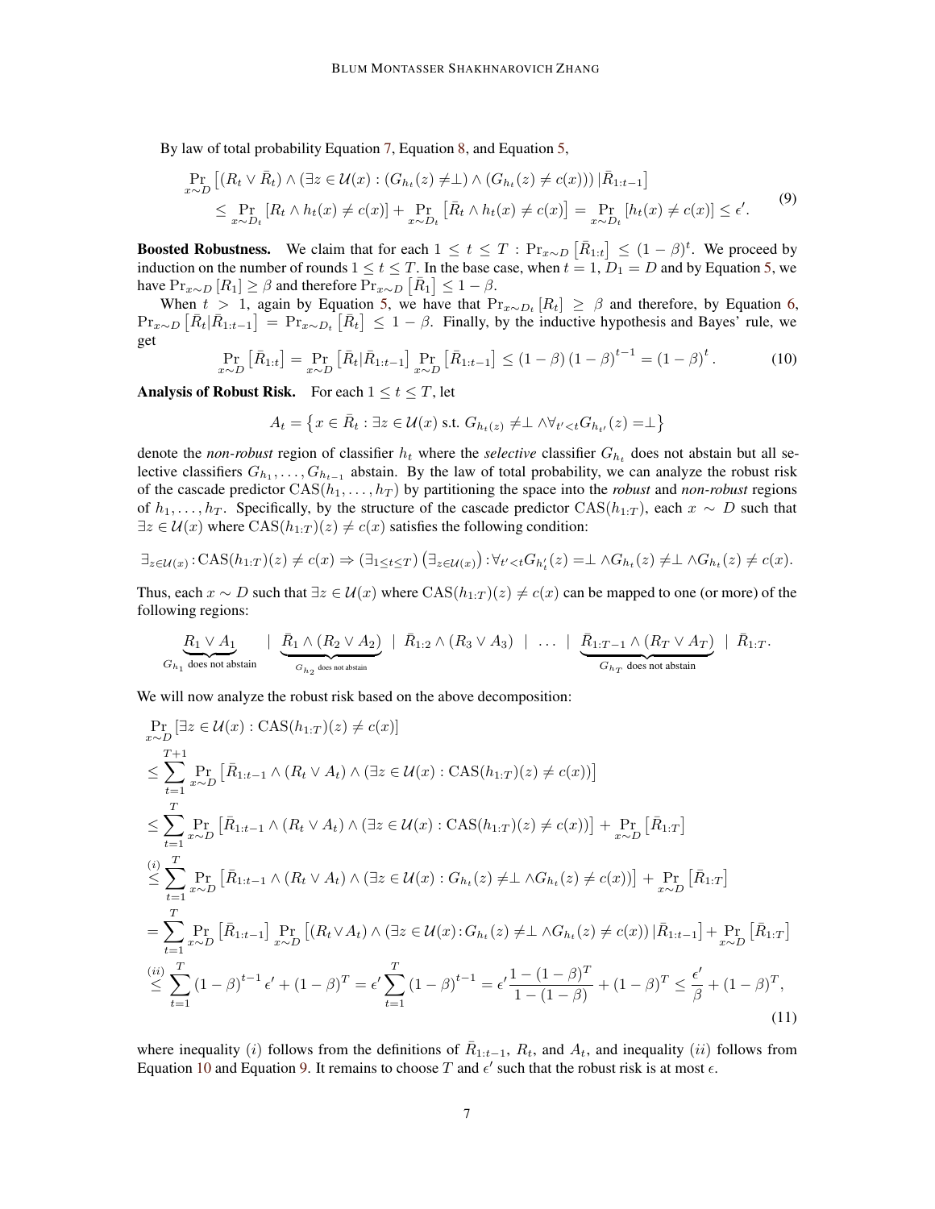By law of total probability Equation 7, Equation 8, and Equation 5,

$$
\begin{aligned}
&\Pr_{x\sim D}\left[(R_t \vee \bar{R}_t) \wedge (\exists z \in \mathcal{U}(x) : (G_{h_t}(z) \neq \perp) \wedge (G_{h_t}(z) \neq c(x))) \,|\bar{R}_{1:t-1}\right] \\
&\qquad \leq \Pr_{x\sim D_t}\left[R_t \wedge h_t(x) \neq c(x)\right] + \Pr_{x\sim D_t}\left[\bar{R}_t \wedge h_t(x) \neq c(x)\right] = \Pr_{x\sim D_t}\left[h_t(x) \neq c(x)\right] \leq \epsilon'.
\end{aligned}
\tag{9}
$$

**Boosted Robustness.** We claim that for each $1 \leq t \leq T$ : $\Pr_{x\sim D}\left[\bar{R}_{1:t}\right] \leq (1-\beta)^t$. We proceed by induction on the number of rounds $1 \leq t \leq T$. In the base case, when $t = 1$, $D_1 = D$ and by Equation 5, we have $\Pr_{x\sim D}\left[R_1\right] \geq \beta$ and therefore $\Pr_{x\sim D}\left[\bar{R}_1\right] \leq 1 - \beta$.

When $t > 1$, again by Equation 5, we have that $\Pr_{x\sim D_t}\left[R_t\right] \geq \beta$ and therefore, by Equation 6, $\Pr_{x\sim D}\left[\bar{R}_t|\bar{R}_{1:t-1}\right] = \Pr_{x\sim D_t}\left[\bar{R}_t\right] \leq 1-\beta$. Finally, by the inductive hypothesis and Bayes' rule, we get

$$
\Pr_{x\sim D}\left[\bar{R}_{1:t}\right] = \Pr_{x\sim D}\left[\bar{R}_t|\bar{R}_{1:t-1}\right]\Pr_{x\sim D}\left[\bar{R}_{1:t-1}\right] \leq (1-\beta)(1-\beta)^{t-1} = (1-\beta)^t. \tag{10}
$$

**Analysis of Robust Risk.** For each $1 \leq t \leq T$, let

$$
A_t = \left\{x \in \bar{R}_t : \exists z \in \mathcal{U}(x) \text{ s.t. } G_{h_t(z)} \neq \perp \wedge \forall_{t'<t} G_{h_{t'}}(z) = \perp\right\}
$$

denote the *non-robust* region of classifier $h_t$ where the *selective* classifier $G_{h_t}$ does not abstain but all selective classifiers $G_{h_1}, \dots, G_{h_{t-1}}$ abstain. By the law of total probability, we can analyze the robust risk of the cascade predictor $\mathrm{CAS}(h_1, \dots, h_T)$ by partitioning the space into the *robust* and *non-robust* regions of $h_1, \dots, h_T$. Specifically, by the structure of the cascade predictor $\mathrm{CAS}(h_{1:T})$, each $x \sim D$ such that $\exists z \in \mathcal{U}(x)$ where $\mathrm{CAS}(h_{1:T})(z) \neq c(x)$ satisfies the following condition:

$$
\exists_{z\in\mathcal{U}(x)} : \mathrm{CAS}(h_{1:T})(z) \neq c(x) \Rightarrow (\exists_{1\leq t\leq T})\left(\exists_{z\in\mathcal{U}(x)}\right) : \forall_{t'<t} G_{h'_t}(z) = \perp \wedge G_{h_t}(z) \neq \perp \wedge G_{h_t}(z) \neq c(x).
$$

Thus, each $x \sim D$ such that $\exists z \in \mathcal{U}(x)$ where $\mathrm{CAS}(h_{1:T})(z) \neq c(x)$ can be mapped to one (or more) of the following regions:

$$
\underbrace{R_1 \vee A_1}_{G_{h_1} \text{ does not abstain}} \quad | \quad \underbrace{\bar{R}_1 \wedge (R_2 \vee A_2)}_{G_{h_2} \text{ does not abstain}} \;\;|\;\; \bar{R}_{1:2} \wedge (R_3 \vee A_3) \;\;|\;\; \dots \;\;|\;\; \underbrace{\bar{R}_{1:T-1} \wedge (R_T \vee A_T)}_{G_{h_T} \text{ does not abstain}} \;\;|\;\; \bar{R}_{1:T}.
$$

We will now analyze the robust risk based on the above decomposition:

$$
\begin{aligned}
&\Pr_{x\sim D}\left[\exists z \in \mathcal{U}(x) : \mathrm{CAS}(h_{1:T})(z) \neq c(x)\right] \\
&\leq \sum_{t=1}^{T+1} \Pr_{x\sim D}\left[\bar{R}_{1:t-1} \wedge (R_t \vee A_t) \wedge (\exists z \in \mathcal{U}(x) : \mathrm{CAS}(h_{1:T})(z) \neq c(x))\right] \\
&\leq \sum_{t=1}^{T} \Pr_{x\sim D}\left[\bar{R}_{1:t-1} \wedge (R_t \vee A_t) \wedge (\exists z \in \mathcal{U}(x) : \mathrm{CAS}(h_{1:T})(z) \neq c(x))\right] + \Pr_{x\sim D}\left[\bar{R}_{1:T}\right] \\
&\overset{(i)}{\leq} \sum_{t=1}^{T} \Pr_{x\sim D}\left[\bar{R}_{1:t-1} \wedge (R_t \vee A_t) \wedge (\exists z \in \mathcal{U}(x) : G_{h_t}(z) \neq \perp \wedge G_{h_t}(z) \neq c(x))\right] + \Pr_{x\sim D}\left[\bar{R}_{1:T}\right] \\
&= \sum_{t=1}^{T} \Pr_{x\sim D}\left[\bar{R}_{1:t-1}\right] \Pr_{x\sim D}\left[(R_t \vee A_t) \wedge (\exists z \in \mathcal{U}(x) : G_{h_t}(z) \neq \perp \wedge G_{h_t}(z) \neq c(x)) \,|\bar{R}_{1:t-1}\right] + \Pr_{x\sim D}\left[\bar{R}_{1:T}\right] \\
&\overset{(ii)}{\leq} \sum_{t=1}^{T} (1-\beta)^{t-1}\epsilon' + (1-\beta)^T = \epsilon' \sum_{t=1}^{T} (1-\beta)^{t-1} = \epsilon' \frac{1-(1-\beta)^T}{1-(1-\beta)} + (1-\beta)^T \leq \frac{\epsilon'}{\beta} + (1-\beta)^T,
\end{aligned}
\tag{11}
$$

where inequality $(i)$ follows from the definitions of $\bar{R}_{1:t-1}$, $R_t$, and $A_t$, and inequality $(ii)$ follows from Equation 10 and Equation 9. It remains to choose $T$ and $\epsilon'$ such that the robust risk is at most $\epsilon$.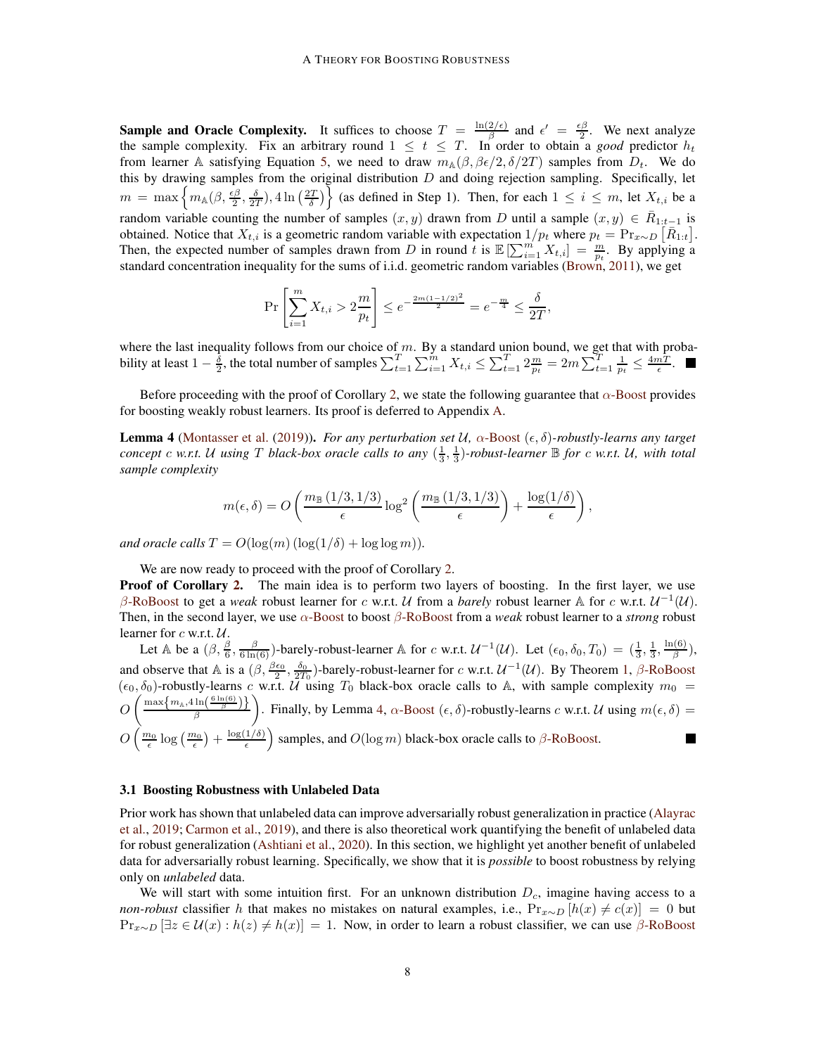**Sample and Oracle Complexity.** It suffices to choose $T = \frac{\ln(2/\epsilon)}{\beta}$ and $\epsilon' = \frac{\epsilon\beta}{2}$. We next analyze the sample complexity. Fix an arbitrary round $1 \le t \le T$. In order to obtain a *good* predictor $h_t$ from learner $\mathbb{A}$ satisfying Equation 5, we need to draw $m_{\mathbb{A}}(\beta, \beta\epsilon/2, \delta/2T)$ samples from $D_t$. We do this by drawing samples from the original distribution $D$ and doing rejection sampling. Specifically, let $m = \max\left\{ m_{\mathbb{A}}(\beta, \frac{\epsilon\beta}{2}, \frac{\delta}{2T}), 4\ln\left(\frac{2T}{\delta}\right) \right\}$ (as defined in Step 1). Then, for each $1 \le i \le m$, let $X_{t,i}$ be a random variable counting the number of samples $(x, y)$ drawn from $D$ until a sample $(x, y) \in \bar{R}_{1:t-1}$ is obtained. Notice that $X_{t,i}$ is a geometric random variable with expectation $1/p_t$ where $p_t = \Pr_{x\sim D}\left[\bar{R}_{1:t}\right]$. Then, the expected number of samples drawn from $D$ in round $t$ is $\mathbb{E}\left[\sum_{i=1}^{m} X_{t,i}\right] = \frac{m}{p_t}$. By applying a standard concentration inequality for the sums of i.i.d. geometric random variables (Brown, 2011), we get

$$\Pr\left[\sum_{i=1}^{m} X_{t,i} > 2\frac{m}{p_t}\right] \le e^{-\frac{2m(1-1/2)^2}{2}} = e^{-\frac{m}{4}} \le \frac{\delta}{2T},$$

where the last inequality follows from our choice of $m$. By a standard union bound, we get that with probability at least $1 - \frac{\delta}{2}$, the total number of samples $\sum_{t=1}^{T}\sum_{i=1}^{m} X_{t,i} \le \sum_{t=1}^{T} 2\frac{m}{p_t} = 2m\sum_{t=1}^{T}\frac{1}{p_t} \le \frac{4mT}{\epsilon}$. ∎

Before proceeding with the proof of Corollary 2, we state the following guarantee that $\alpha$-Boost provides for boosting weakly robust learners. Its proof is deferred to Appendix A.

**Lemma 4** (Montasser et al. (2019)). *For any perturbation set $\mathcal{U}$, $\alpha$-Boost $(\epsilon, \delta)$-robustly-learns any target concept $c$ w.r.t. $\mathcal{U}$ using $T$ black-box oracle calls to any $(\frac{1}{3}, \frac{1}{3})$-robust-learner $\mathbb{B}$ for $c$ w.r.t. $\mathcal{U}$, with total sample complexity*

$$m(\epsilon, \delta) = O\left(\frac{m_{\mathbb{B}}\left(1/3, 1/3\right)}{\epsilon}\log^2\left(\frac{m_{\mathbb{B}}\left(1/3, 1/3\right)}{\epsilon}\right) + \frac{\log(1/\delta)}{\epsilon}\right),$$

*and oracle calls $T = O(\log(m)\left(\log(1/\delta) + \log\log m\right))$.*

We are now ready to proceed with the proof of Corollary 2.

**Proof of Corollary 2.** The main idea is to perform two layers of boosting. In the first layer, we use $\beta$-RoBoost to get a *weak* robust learner for $c$ w.r.t. $\mathcal{U}$ from a *barely* robust learner $\mathbb{A}$ for $c$ w.r.t. $\mathcal{U}^{-1}(\mathcal{U})$. Then, in the second layer, we use $\alpha$-Boost to boost $\beta$-RoBoost from a *weak* robust learner to a *strong* robust learner for $c$ w.r.t. $\mathcal{U}$.

Let $\mathbb{A}$ be a $(\beta, \frac{\beta}{6}, \frac{\beta}{6\ln(6)})$-barely-robust-learner $\mathbb{A}$ for $c$ w.r.t. $\mathcal{U}^{-1}(\mathcal{U})$. Let $(\epsilon_0, \delta_0, T_0) = (\frac{1}{3}, \frac{1}{3}, \frac{\ln(6)}{\beta})$, and observe that $\mathbb{A}$ is a $(\beta, \frac{\beta\epsilon_0}{2}, \frac{\delta_0}{2T_0})$-barely-robust-learner for $c$ w.r.t. $\mathcal{U}^{-1}(\mathcal{U})$. By Theorem 1, $\beta$-RoBoost $(\epsilon_0, \delta_0)$-robustly-learns $c$ w.r.t. $\mathcal{U}$ using $T_0$ black-box oracle calls to $\mathbb{A}$, with sample complexity $m_0 = O\left(\frac{\max\left\{m_{\mathbb{A}}, 4\ln\left(\frac{6\ln(6)}{\beta}\right)\right\}}{\beta}\right)$. Finally, by Lemma 4, $\alpha$-Boost $(\epsilon, \delta)$-robustly-learns $c$ w.r.t. $\mathcal{U}$ using $m(\epsilon, \delta) = O\left(\frac{m_0}{\epsilon}\log\left(\frac{m_0}{\epsilon}\right) + \frac{\log(1/\delta)}{\epsilon}\right)$ samples, and $O(\log m)$ black-box oracle calls to $\beta$-RoBoost. ∎

### 3.1 Boosting Robustness with Unlabeled Data

Prior work has shown that unlabeled data can improve adversarially robust generalization in practice (Alayrac et al., 2019; Carmon et al., 2019), and there is also theoretical work quantifying the benefit of unlabeled data for robust generalization (Ashtiani et al., 2020). In this section, we highlight yet another benefit of unlabeled data for adversarially robust learning. Specifically, we show that it is *possible* to boost robustness by relying only on *unlabeled* data.

We will start with some intuition first. For an unknown distribution $D_c$, imagine having access to a *non-robust* classifier $h$ that makes no mistakes on natural examples, i.e., $\Pr_{x\sim D}\left[h(x) \ne c(x)\right] = 0$ but $\Pr_{x\sim D}\left[\exists z \in \mathcal{U}(x) : h(z) \ne h(x)\right] = 1$. Now, in order to learn a robust classifier, we can use $\beta$-RoBoost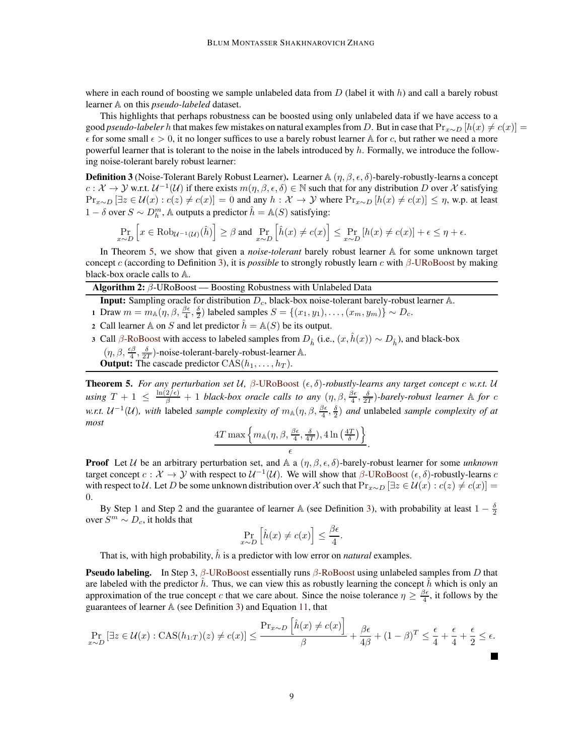where in each round of boosting we sample unlabeled data from $D$ (label it with $h$) and call a barely robust learner $\mathbb{A}$ on this *pseudo-labeled* dataset.

This highlights that perhaps robustness can be boosted using only unlabeled data if we have access to a good *pseudo-labeler* $h$ that makes few mistakes on natural examples from $D$. But in case that $\Pr_{x\sim D}[h(x) \neq c(x)] = \epsilon$ for some small $\epsilon > 0$, it no longer suffices to use a barely robust learner $\mathbb{A}$ for $c$, but rather we need a more powerful learner that is tolerant to the noise in the labels introduced by $h$. Formally, we introduce the following noise-tolerant barely robust learner:

**Definition 3** (Noise-Tolerant Barely Robust Learner)**.** Learner $\mathbb{A}$ $(\eta, \beta, \epsilon, \delta)$-barely-robustly-learns a concept $c : \mathcal{X} \to \mathcal{Y}$ w.r.t. $\mathcal{U}^{-1}(\mathcal{U})$ if there exists $m(\eta, \beta, \epsilon, \delta) \in \mathbb{N}$ such that for any distribution $D$ over $\mathcal{X}$ satisfying $\Pr_{x\sim D}[\exists z \in \mathcal{U}(x) : c(z) \neq c(x)] = 0$ and any $h : \mathcal{X} \to \mathcal{Y}$ where $\Pr_{x\sim D}[h(x) \neq c(x)] \leq \eta$, w.p. at least $1 - \delta$ over $S \sim D_h^m$, $\mathbb{A}$ outputs a predictor $\hat{h} = \mathbb{A}(S)$ satisfying:

$$\Pr_{x\sim D}\left[x \in \mathrm{Rob}_{\mathcal{U}^{-1}(\mathcal{U})}(\hat{h})\right] \geq \beta \text{ and } \Pr_{x\sim D}\left[\hat{h}(x) \neq c(x)\right] \leq \Pr_{x\sim D}[h(x) \neq c(x)] + \epsilon \leq \eta + \epsilon.$$

In Theorem 5, we show that given a *noise-tolerant* barely robust learner $\mathbb{A}$ for some unknown target concept $c$ (according to Definition 3), it is *possible* to strongly robustly learn $c$ with $\beta$-URoBoost by making black-box oracle calls to $\mathbb{A}$.

---

**Algorithm 2:** $\beta$-URoBoost — Boosting Robustness with Unlabeled Data

**Input:** Sampling oracle for distribution $D_c$, black-box noise-tolerant barely-robust learner $\mathbb{A}$.

1. Draw $m = m_{\mathbb{A}}(\eta, \beta, \frac{\beta\epsilon}{4}, \frac{\delta}{2})$ labeled samples $S = \{(x_1, y_1), \ldots, (x_m, y_m)\} \sim D_c$.
2. Call learner $\mathbb{A}$ on $S$ and let predictor $\hat{h} = \mathbb{A}(S)$ be its output.
3. Call $\beta$-RoBoost with access to labeled samples from $D_{\hat{h}}$ (i.e., $(x, \hat{h}(x)) \sim D_{\hat{h}}$), and black-box $(\eta, \beta, \frac{\epsilon\beta}{4}, \frac{\delta}{2T})$-noise-tolerant-barely-robust-learner $\mathbb{A}$.

**Output:** The cascade predictor $\mathrm{CAS}(h_1, \ldots, h_T)$.

---

**Theorem 5.** *For any perturbation set $\mathcal{U}$, $\beta$-URoBoost $(\epsilon, \delta)$-robustly-learns any target concept $c$ w.r.t. $\mathcal{U}$ using $T + 1 \leq \frac{\ln(2/\epsilon)}{\beta} + 1$ black-box oracle calls to any $(\eta, \beta, \frac{\beta\epsilon}{4}, \frac{\delta}{2T})$-barely-robust learner $\mathbb{A}$ for $c$ w.r.t. $\mathcal{U}^{-1}(\mathcal{U})$, with* labeled *sample complexity of $m_{\mathbb{A}}(\eta, \beta, \frac{\beta\epsilon}{4}, \frac{\delta}{2})$ and* unlabeled *sample complexity of at most*

$$\frac{4T \max\left\{m_{\mathbb{A}}(\eta, \beta, \frac{\beta\epsilon}{4}, \frac{\delta}{4T}), 4\ln\left(\frac{4T}{\delta}\right)\right\}}{\epsilon}.$$

**Proof** Let $\mathcal{U}$ be an arbitrary perturbation set, and $\mathbb{A}$ a $(\eta, \beta, \epsilon, \delta)$-barely-robust learner for some *unknown* target concept $c : \mathcal{X} \to \mathcal{Y}$ with respect to $\mathcal{U}^{-1}(\mathcal{U})$. We will show that $\beta$-URoBoost $(\epsilon, \delta)$-robustly-learns $c$ with respect to $\mathcal{U}$. Let $D$ be some unknown distribution over $\mathcal{X}$ such that $\Pr_{x\sim D}[\exists z \in \mathcal{U}(x) : c(z) \neq c(x)] = 0$.

By Step 1 and Step 2 and the guarantee of learner $\mathbb{A}$ (see Definition 3), with probability at least $1 - \frac{\delta}{2}$ over $S^m \sim D_c$, it holds that

$$\Pr_{x\sim D}\left[\hat{h}(x) \neq c(x)\right] \leq \frac{\beta\epsilon}{4}.$$

That is, with high probability, $\hat{h}$ is a predictor with low error on *natural* examples.

**Pseudo labeling.** In Step 3, $\beta$-URoBoost essentially runs $\beta$-RoBoost using unlabeled samples from $D$ that are labeled with the predictor $\hat{h}$. Thus, we can view this as robustly learning the concept $\hat{h}$ which is only an approximation of the true concept $c$ that we care about. Since the noise tolerance $\eta \geq \frac{\beta\epsilon}{4}$, it follows by the guarantees of learner $\mathbb{A}$ (see Definition 3) and Equation 11, that

$$\Pr_{x\sim D}[\exists z \in \mathcal{U}(x) : \mathrm{CAS}(h_{1:T})(z) \neq c(x)] \leq \frac{\Pr_{x\sim D}\left[\hat{h}(x) \neq c(x)\right]}{\beta} + \frac{\beta\epsilon}{4\beta} + (1 - \beta)^T \leq \frac{\epsilon}{4} + \frac{\epsilon}{4} + \frac{\epsilon}{2} \leq \epsilon.$$

■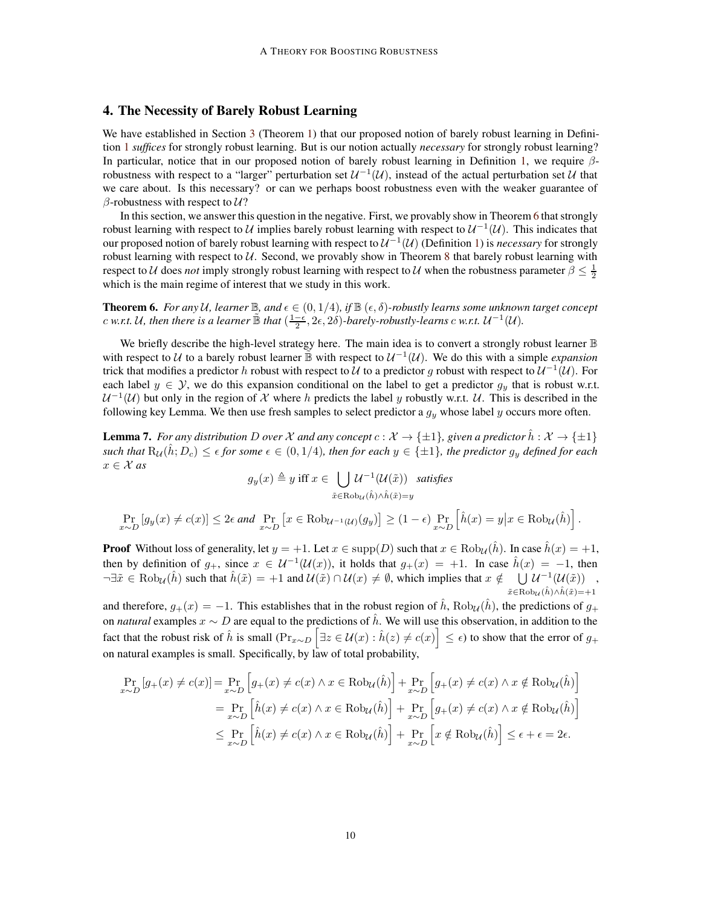## 4. The Necessity of Barely Robust Learning

We have established in Section 3 (Theorem 1) that our proposed notion of barely robust learning in Definition 1 *suffices* for strongly robust learning. But is our notion actually *necessary* for strongly robust learning? In particular, notice that in our proposed notion of barely robust learning in Definition 1, we require $\beta$-robustness with respect to a "larger" perturbation set $\mathcal{U}^{-1}(\mathcal{U})$, instead of the actual perturbation set $\mathcal{U}$ that we care about. Is this necessary? or can we perhaps boost robustness even with the weaker guarantee of $\beta$-robustness with respect to $\mathcal{U}$?

In this section, we answer this question in the negative. First, we provably show in Theorem 6 that strongly robust learning with respect to $\mathcal{U}$ implies barely robust learning with respect to $\mathcal{U}^{-1}(\mathcal{U})$. This indicates that our proposed notion of barely robust learning with respect to $\mathcal{U}^{-1}(\mathcal{U})$ (Definition 1) is *necessary* for strongly robust learning with respect to $\mathcal{U}$. Second, we provably show in Theorem 8 that barely robust learning with respect to $\mathcal{U}$ does *not* imply strongly robust learning with respect to $\mathcal{U}$ when the robustness parameter $\beta \leq \frac{1}{2}$ which is the main regime of interest that we study in this work.

**Theorem 6.** *For any $\mathcal{U}$, learner $\mathbb{B}$, and $\epsilon \in (0, 1/4)$, if $\mathbb{B}$ $(\epsilon, \delta)$-robustly learns some unknown target concept $c$ w.r.t. $\mathcal{U}$, then there is a learner $\tilde{\mathbb{B}}$ that $(\frac{1-\epsilon}{2}, 2\epsilon, 2\delta)$-barely-robustly-learns $c$ w.r.t. $\mathcal{U}^{-1}(\mathcal{U})$.*

We briefly describe the high-level strategy here. The main idea is to convert a strongly robust learner $\mathbb{B}$ with respect to $\mathcal{U}$ to a barely robust learner $\tilde{\mathbb{B}}$ with respect to $\mathcal{U}^{-1}(\mathcal{U})$. We do this with a simple *expansion* trick that modifies a predictor $h$ robust with respect to $\mathcal{U}$ to a predictor $g$ robust with respect to $\mathcal{U}^{-1}(\mathcal{U})$. For each label $y \in \mathcal{Y}$, we do this expansion conditional on the label to get a predictor $g_y$ that is robust w.r.t. $\mathcal{U}^{-1}(\mathcal{U})$ but only in the region of $\mathcal{X}$ where $h$ predicts the label $y$ robustly w.r.t. $\mathcal{U}$. This is described in the following key Lemma. We then use fresh samples to select predictor a $g_y$ whose label $y$ occurs more often.

**Lemma 7.** *For any distribution $D$ over $\mathcal{X}$ and any concept $c : \mathcal{X} \to \{\pm 1\}$, given a predictor $\hat{h} : \mathcal{X} \to \{\pm 1\}$ such that $\mathrm{R}_{\mathcal{U}}(\hat{h}; D_c) \leq \epsilon$ for some $\epsilon \in (0, 1/4)$, then for each $y \in \{\pm 1\}$, the predictor $g_y$ defined for each $x \in \mathcal{X}$ as*

$$g_y(x) \triangleq y \text{ iff } x \in \bigcup_{\tilde{x} \in \mathrm{Rob}_{\mathcal{U}}(\hat{h}) \wedge \hat{h}(\tilde{x}) = y} \mathcal{U}^{-1}(\mathcal{U}(\tilde{x})) \quad \textit{satisfies}$$

$$\Pr_{x \sim D}\left[g_y(x) \neq c(x)\right] \leq 2\epsilon \textit{ and } \Pr_{x \sim D}\left[x \in \mathrm{Rob}_{\mathcal{U}^{-1}(\mathcal{U})}(g_y)\right] \geq (1 - \epsilon) \Pr_{x \sim D}\left[\hat{h}(x) = y \middle| x \in \mathrm{Rob}_{\mathcal{U}}(\hat{h})\right].$$

**Proof** Without loss of generality, let $y = +1$. Let $x \in \mathrm{supp}(D)$ such that $x \in \mathrm{Rob}_{\mathcal{U}}(\hat{h})$. In case $\hat{h}(x) = +1$, then by definition of $g_+$, since $x \in \mathcal{U}^{-1}(\mathcal{U}(x))$, it holds that $g_+(x) = +1$. In case $\hat{h}(x) = -1$, then $\neg \exists \tilde{x} \in \mathrm{Rob}_{\mathcal{U}}(\hat{h})$ such that $\hat{h}(\tilde{x}) = +1$ and $\mathcal{U}(\tilde{x}) \cap \mathcal{U}(x) \neq \emptyset$, which implies that $x \notin \bigcup_{\tilde{x} \in \mathrm{Rob}_{\mathcal{U}}(\hat{h}) \wedge \hat{h}(\tilde{x}) = +1} \mathcal{U}^{-1}(\mathcal{U}(\tilde{x}))$, and therefore, $g_+(x) = -1$. This establishes that in the robust region of $\hat{h}$, $\mathrm{Rob}_{\mathcal{U}}(\hat{h})$, the predictions of $g_+$ on *natural* examples $x \sim D$ are equal to the predictions of $\hat{h}$. We will use this observation, in addition to the fact that the robust risk of $\hat{h}$ is small ($\Pr_{x \sim D}\left[\exists z \in \mathcal{U}(x) : \hat{h}(z) \neq c(x)\right] \leq \epsilon$) to show that the error of $g_+$ on natural examples is small. Specifically, by law of total probability,

$$\begin{aligned}
\Pr_{x \sim D}\left[g_+(x) \neq c(x)\right] &= \Pr_{x \sim D}\left[g_+(x) \neq c(x) \wedge x \in \mathrm{Rob}_{\mathcal{U}}(\hat{h})\right] + \Pr_{x \sim D}\left[g_+(x) \neq c(x) \wedge x \notin \mathrm{Rob}_{\mathcal{U}}(\hat{h})\right] \\
&= \Pr_{x \sim D}\left[\hat{h}(x) \neq c(x) \wedge x \in \mathrm{Rob}_{\mathcal{U}}(\hat{h})\right] + \Pr_{x \sim D}\left[g_+(x) \neq c(x) \wedge x \notin \mathrm{Rob}_{\mathcal{U}}(\hat{h})\right] \\
&\leq \Pr_{x \sim D}\left[\hat{h}(x) \neq c(x) \wedge x \in \mathrm{Rob}_{\mathcal{U}}(\hat{h})\right] + \Pr_{x \sim D}\left[x \notin \mathrm{Rob}_{\mathcal{U}}(\hat{h})\right] \leq \epsilon + \epsilon = 2\epsilon.
\end{aligned}$$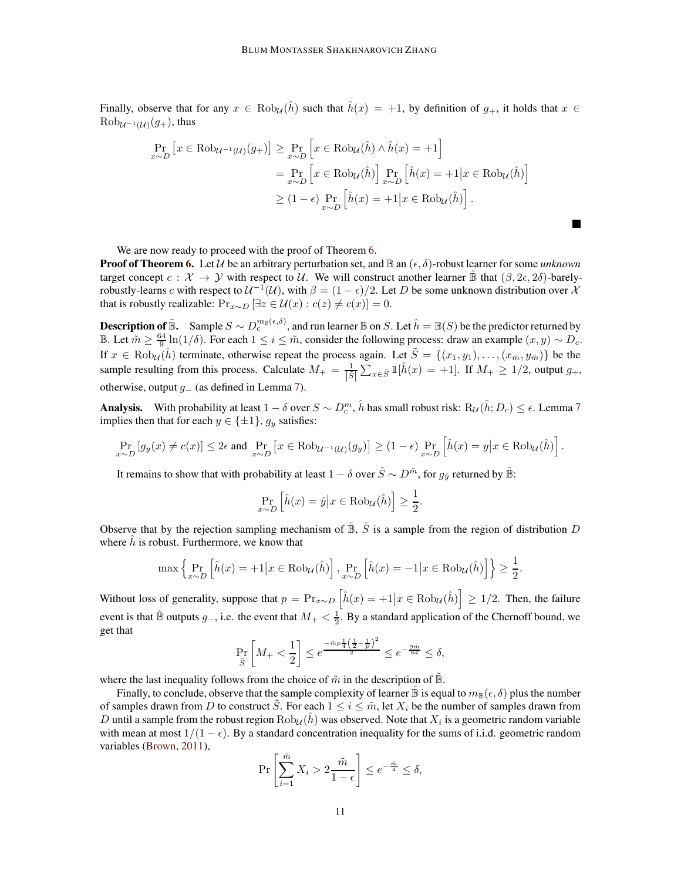Finally, observe that for any $x \in \mathrm{Rob}_{\mathcal{U}}(\hat{h})$ such that $\hat{h}(x) = +1$, by definition of $g_+$, it holds that $x \in \mathrm{Rob}_{\mathcal{U}^{-1}(\mathcal{U})}(g_+)$, thus

$$
\begin{aligned}
\Pr_{x\sim D}\left[x \in \mathrm{Rob}_{\mathcal{U}^{-1}(\mathcal{U})}(g_+)\right] &\geq \Pr_{x\sim D}\left[x \in \mathrm{Rob}_{\mathcal{U}}(\hat{h}) \wedge \hat{h}(x) = +1\right] \\
&= \Pr_{x\sim D}\left[x \in \mathrm{Rob}_{\mathcal{U}}(\hat{h})\right] \Pr_{x\sim D}\left[\hat{h}(x) = +1 \middle| x \in \mathrm{Rob}_{\mathcal{U}}(\hat{h})\right] \\
&\geq (1-\epsilon) \Pr_{x\sim D}\left[\hat{h}(x) = +1 \middle| x \in \mathrm{Rob}_{\mathcal{U}}(\hat{h})\right].
\end{aligned}
$$

■

We are now ready to proceed with the proof of Theorem 6.

**Proof of Theorem 6.** Let $\mathcal{U}$ be an arbitrary perturbation set, and $\mathbb{B}$ an $(\epsilon, \delta)$-robust learner for some *unknown* target concept $c : \mathcal{X} \to \mathcal{Y}$ with respect to $\mathcal{U}$. We will construct another learner $\tilde{\mathbb{B}}$ that $(\beta, 2\epsilon, 2\delta)$-barely-robustly-learns $c$ with respect to $\mathcal{U}^{-1}(\mathcal{U})$, with $\beta = (1-\epsilon)/2$. Let $D$ be some unknown distribution over $\mathcal{X}$ that is robustly realizable: $\Pr_{x\sim D}\left[\exists z \in \mathcal{U}(x) : c(z) \neq c(x)\right] = 0$.

**Description of $\tilde{\mathbb{B}}$.** Sample $S \sim D_c^{m_{\mathbb{B}}(\epsilon,\delta)}$, and run learner $\mathbb{B}$ on $S$. Let $\hat{h} = \mathbb{B}(S)$ be the predictor returned by $\mathbb{B}$. Let $\tilde{m} \geq \frac{64}{9}\ln(1/\delta)$. For each $1 \leq i \leq \tilde{m}$, consider the following process: draw an example $(x, y) \sim D_c$. If $x \in \mathrm{Rob}_{\mathcal{U}}(\hat{h})$ terminate, otherwise repeat the process again. Let $\tilde{S} = \{(x_1, y_1), \ldots, (x_{\tilde{m}}, y_{\tilde{m}})\}$ be the sample resulting from this process. Calculate $M_+ = \frac{1}{|\tilde{S}|}\sum_{x\in\tilde{S}} \mathbb{1}[\hat{h}(x) = +1]$. If $M_+ \geq 1/2$, output $g_+$, otherwise, output $g_-$ (as defined in Lemma 7).

**Analysis.** With probability at least $1-\delta$ over $S \sim D_c^m$, $\hat{h}$ has small robust risk: $\mathrm{R}_{\mathcal{U}}(\hat{h}; D_c) \leq \epsilon$. Lemma 7 implies then that for each $y \in \{\pm 1\}$, $g_y$ satisfies:

$$
\Pr_{x\sim D}\left[g_y(x) \neq c(x)\right] \leq 2\epsilon \text{ and } \Pr_{x\sim D}\left[x \in \mathrm{Rob}_{\mathcal{U}^{-1}(\mathcal{U})}(g_y)\right] \geq (1-\epsilon) \Pr_{x\sim D}\left[\hat{h}(x) = y \middle| x \in \mathrm{Rob}_{\mathcal{U}}(\hat{h})\right].
$$

It remains to show that with probability at least $1-\delta$ over $\tilde{S} \sim D^{\tilde{m}}$, for $g_{\hat{y}}$ returned by $\tilde{\mathbb{B}}$:

$$
\Pr_{x\sim D}\left[\hat{h}(x) = \hat{y} \middle| x \in \mathrm{Rob}_{\mathcal{U}}(\hat{h})\right] \geq \frac{1}{2}.
$$

Observe that by the rejection sampling mechanism of $\tilde{\mathbb{B}}$, $\tilde{S}$ is a sample from the region of distribution $D$ where $\hat{h}$ is robust. Furthermore, we know that

$$
\max\left\{\Pr_{x\sim D}\left[\hat{h}(x) = +1 \middle| x \in \mathrm{Rob}_{\mathcal{U}}(\hat{h})\right], \Pr_{x\sim D}\left[\hat{h}(x) = -1 \middle| x \in \mathrm{Rob}_{\mathcal{U}}(\hat{h})\right]\right\} \geq \frac{1}{2}.
$$

Without loss of generality, suppose that $p = \Pr_{x\sim D}\left[\hat{h}(x) = +1 \middle| x \in \mathrm{Rob}_{\mathcal{U}}(\hat{h})\right] \geq 1/2$. Then, the failure event is that $\tilde{\mathbb{B}}$ outputs $g_-$, i.e. the event that $M_+ < \frac{1}{2}$. By a standard application of the Chernoff bound, we get that

$$
\Pr_{\tilde{S}}\left[M_+ < \frac{1}{2}\right] \leq e^{\frac{-\tilde{m}p\frac{1}{4}\left(\frac{1}{2}-\frac{1}{p}\right)^2}{2}} \leq e^{-\frac{9\tilde{m}}{64}} \leq \delta,
$$

where the last inequality follows from the choice of $\tilde{m}$ in the description of $\tilde{\mathbb{B}}$.

Finally, to conclude, observe that the sample complexity of learner $\tilde{\mathbb{B}}$ is equal to $m_{\mathbb{B}}(\epsilon, \delta)$ plus the number of samples drawn from $D$ to construct $\tilde{S}$. For each $1 \leq i \leq \tilde{m}$, let $X_i$ be the number of samples drawn from $D$ until a sample from the robust region $\mathrm{Rob}_{\mathcal{U}}(\hat{h})$ was observed. Note that $X_i$ is a geometric random variable with mean at most $1/(1-\epsilon)$. By a standard concentration inequality for the sums of i.i.d. geometric random variables (Brown, 2011),

$$
\Pr\left[\sum_{i=1}^{\tilde{m}} X_i > 2\frac{\tilde{m}}{1-\epsilon}\right] \leq e^{-\frac{\tilde{m}}{4}} \leq \delta,
$$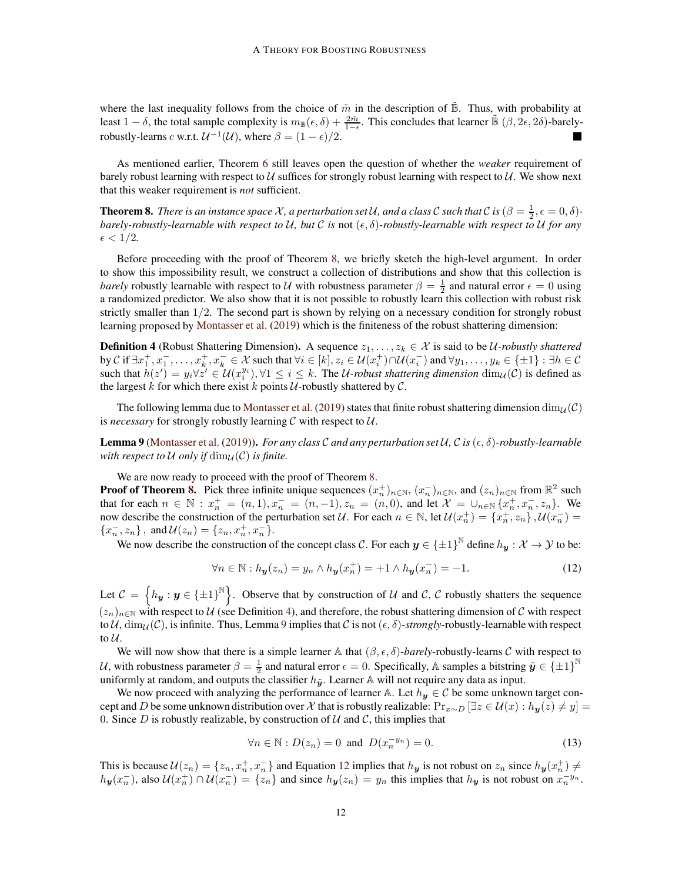where the last inequality follows from the choice of $\tilde{m}$ in the description of $\tilde{\mathbb{B}}$. Thus, with probability at least $1-\delta$, the total sample complexity is $m_{\mathbb{B}}(\epsilon, \delta) + \frac{2\tilde{m}}{1-\epsilon}$. This concludes that learner $\tilde{\mathbb{B}}$ $(\beta, 2\epsilon, 2\delta)$-barely-robustly-learns $c$ w.r.t. $\mathcal{U}^{-1}(\mathcal{U})$, where $\beta = (1-\epsilon)/2$. ■

As mentioned earlier, Theorem 6 still leaves open the question of whether the *weaker* requirement of barely robust learning with respect to $\mathcal{U}$ suffices for strongly robust learning with respect to $\mathcal{U}$. We show next that this weaker requirement is *not* sufficient.

**Theorem 8.** *There is an instance space $\mathcal{X}$, a perturbation set $\mathcal{U}$, and a class $\mathcal{C}$ such that $\mathcal{C}$ is $(\beta = \frac{1}{2}, \epsilon = 0, \delta)$-barely-robustly-learnable with respect to $\mathcal{U}$, but $\mathcal{C}$ is* not *$(\epsilon, \delta)$-robustly-learnable with respect to $\mathcal{U}$ for any $\epsilon < 1/2$.*

Before proceeding with the proof of Theorem 8, we briefly sketch the high-level argument. In order to show this impossibility result, we construct a collection of distributions and show that this collection is *barely* robustly learnable with respect to $\mathcal{U}$ with robustness parameter $\beta = \frac{1}{2}$ and natural error $\epsilon = 0$ using a randomized predictor. We also show that it is not possible to robustly learn this collection with robust risk strictly smaller than $1/2$. The second part is shown by relying on a necessary condition for strongly robust learning proposed by Montasser et al. (2019) which is the finiteness of the robust shattering dimension:

**Definition 4** (Robust Shattering Dimension)**.** A sequence $z_1, \dots, z_k \in \mathcal{X}$ is said to be *$\mathcal{U}$-robustly shattered* by $\mathcal{C}$ if $\exists x_1^+, x_1^-, \dots, x_k^+, x_k^- \in \mathcal{X}$ such that $\forall i \in [k], z_i \in \mathcal{U}(x_i^+) \cap \mathcal{U}(x_i^-)$ and $\forall y_1, \dots, y_k \in \{\pm 1\} : \exists h \in \mathcal{C}$ such that $h(z') = y_i \forall z' \in \mathcal{U}(x_i^{y_i}), \forall 1 \leq i \leq k$. The *$\mathcal{U}$-robust shattering dimension* $\dim_{\mathcal{U}}(\mathcal{C})$ is defined as the largest $k$ for which there exist $k$ points $\mathcal{U}$-robustly shattered by $\mathcal{C}$.

The following lemma due to Montasser et al. (2019) states that finite robust shattering dimension $\dim_{\mathcal{U}}(\mathcal{C})$ is *necessary* for strongly robustly learning $\mathcal{C}$ with respect to $\mathcal{U}$.

**Lemma 9** (Montasser et al. (2019))**.** *For any class $\mathcal{C}$ and any perturbation set $\mathcal{U}$, $\mathcal{C}$ is $(\epsilon, \delta)$-robustly-learnable with respect to $\mathcal{U}$ only if $\dim_{\mathcal{U}}(\mathcal{C})$ is finite.*

We are now ready to proceed with the proof of Theorem 8.

**Proof of Theorem 8.** Pick three infinite unique sequences $(x_n^+)_{n\in\mathbb{N}}$, $(x_n^-)_{n\in\mathbb{N}}$, and $(z_n)_{n\in\mathbb{N}}$ from $\mathbb{R}^2$ such that for each $n \in \mathbb{N}$ : $x_n^+ = (n, 1), x_n^- = (n, -1), z_n = (n, 0)$, and let $\mathcal{X} = \cup_{n\in\mathbb{N}} \{x_n^+, x_n^-, z_n\}$. We now describe the construction of the perturbation set $\mathcal{U}$. For each $n \in \mathbb{N}$, let $\mathcal{U}(x_n^+) = \{x_n^+, z_n\}, \mathcal{U}(x_n^-) = \{x_n^-, z_n\}$, and $\mathcal{U}(z_n) = \{z_n, x_n^+, x_n^-\}$.

We now describe the construction of the concept class $\mathcal{C}$. For each $\boldsymbol{y} \in \{\pm 1\}^{\mathbb{N}}$ define $h_{\boldsymbol{y}} : \mathcal{X} \to \mathcal{Y}$ to be:

$$\forall n \in \mathbb{N} : h_{\boldsymbol{y}}(z_n) = y_n \wedge h_{\boldsymbol{y}}(x_n^+) = +1 \wedge h_{\boldsymbol{y}}(x_n^-) = -1. \tag{12}$$

Let $\mathcal{C} = \left\{ h_{\boldsymbol{y}} : \boldsymbol{y} \in \{\pm 1\}^{\mathbb{N}} \right\}$. Observe that by construction of $\mathcal{U}$ and $\mathcal{C}$, $\mathcal{C}$ robustly shatters the sequence $(z_n)_{n\in\mathbb{N}}$ with respect to $\mathcal{U}$ (see Definition 4), and therefore, the robust shattering dimension of $\mathcal{C}$ with respect to $\mathcal{U}$, $\dim_{\mathcal{U}}(\mathcal{C})$, is infinite. Thus, Lemma 9 implies that $\mathcal{C}$ is not $(\epsilon, \delta)$-*strongly*-robustly-learnable with respect to $\mathcal{U}$.

We will now show that there is a simple learner $\mathbb{A}$ that $(\beta, \epsilon, \delta)$-*barely*-robustly-learns $\mathcal{C}$ with respect to $\mathcal{U}$, with robustness parameter $\beta = \frac{1}{2}$ and natural error $\epsilon = 0$. Specifically, $\mathbb{A}$ samples a bitstring $\tilde{\boldsymbol{y}} \in \{\pm 1\}^{\mathbb{N}}$ uniformly at random, and outputs the classifier $h_{\tilde{\boldsymbol{y}}}$. Learner $\mathbb{A}$ will not require any data as input.

We now proceed with analyzing the performance of learner $\mathbb{A}$. Let $h_{\boldsymbol{y}} \in \mathcal{C}$ be some unknown target concept and $D$ be some unknown distribution over $\mathcal{X}$ that is robustly realizable: $\Pr_{x\sim D}\left[\exists z \in \mathcal{U}(x) : h_{\boldsymbol{y}}(z) \neq y\right] = 0$. Since $D$ is robustly realizable, by construction of $\mathcal{U}$ and $\mathcal{C}$, this implies that

$$\forall n \in \mathbb{N} : D(z_n) = 0 \text{ and } D(x_n^{-y_n}) = 0. \tag{13}$$

This is because $\mathcal{U}(z_n) = \{z_n, x_n^+, x_n^-\}$ and Equation 12 implies that $h_{\boldsymbol{y}}$ is not robust on $z_n$ since $h_{\boldsymbol{y}}(x_n^+) \neq h_{\boldsymbol{y}}(x_n^-)$, also $\mathcal{U}(x_n^+) \cap \mathcal{U}(x_n^-) = \{z_n\}$ and since $h_{\boldsymbol{y}}(z_n) = y_n$ this implies that $h_{\boldsymbol{y}}$ is not robust on $x_n^{-y_n}$.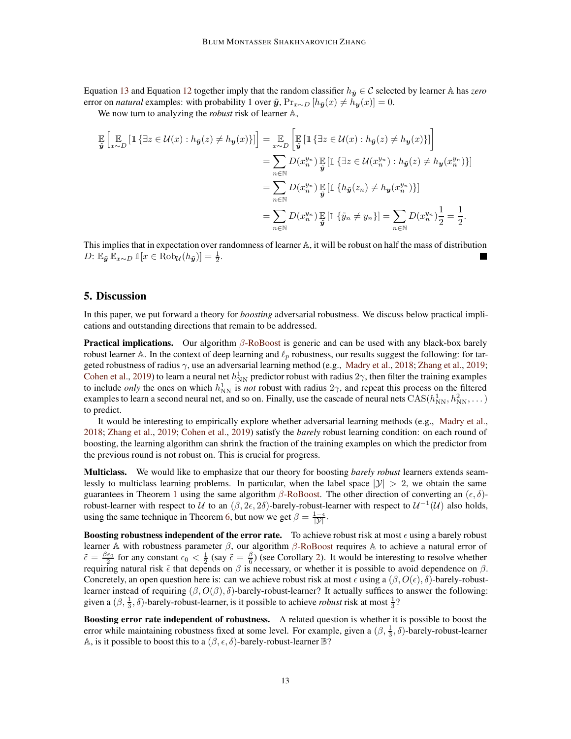Equation 13 and Equation 12 together imply that the random classifier $h_{\tilde{\boldsymbol{y}}} \in \mathcal{C}$ selected by learner $\mathbb{A}$ has *zero* error on *natural* examples: with probability 1 over $\tilde{\boldsymbol{y}}$, $\Pr_{x \sim D}\left[h_{\tilde{\boldsymbol{y}}}(x) \neq h_{\boldsymbol{y}}(x)\right] = 0$.

We now turn to analyzing the *robust* risk of learner $\mathbb{A}$,

$$
\begin{aligned}
\mathop{\mathbb{E}}_{\tilde{\boldsymbol{y}}}\left[\mathop{\mathbb{E}}_{x\sim D}\left[\mathbb{1}\left\{\exists z \in \mathcal{U}(x) : h_{\tilde{\boldsymbol{y}}}(z) \neq h_{\boldsymbol{y}}(x)\right\}\right]\right] &= \mathop{\mathbb{E}}_{x\sim D}\left[\mathop{\mathbb{E}}_{\tilde{\boldsymbol{y}}}\left[\mathbb{1}\left\{\exists z \in \mathcal{U}(x) : h_{\tilde{\boldsymbol{y}}}(z) \neq h_{\boldsymbol{y}}(x)\right\}\right]\right] \\
&= \sum_{n\in\mathbb{N}} D(x_n^{y_n}) \mathop{\mathbb{E}}_{\tilde{\boldsymbol{y}}}\left[\mathbb{1}\left\{\exists z \in \mathcal{U}(x_n^{y_n}) : h_{\tilde{\boldsymbol{y}}}(z) \neq h_{\boldsymbol{y}}(x_n^{y_n})\right\}\right] \\
&= \sum_{n\in\mathbb{N}} D(x_n^{y_n}) \mathop{\mathbb{E}}_{\tilde{\boldsymbol{y}}}\left[\mathbb{1}\left\{h_{\tilde{\boldsymbol{y}}}(z_n) \neq h_{\boldsymbol{y}}(x_n^{y_n})\right\}\right] \\
&= \sum_{n\in\mathbb{N}} D(x_n^{y_n}) \mathop{\mathbb{E}}_{\tilde{\boldsymbol{y}}}\left[\mathbb{1}\left\{\tilde{y}_n \neq y_n\right\}\right] = \sum_{n\in\mathbb{N}} D(x_n^{y_n}) \frac{1}{2} = \frac{1}{2}.
\end{aligned}
$$

This implies that in expectation over randomness of learner $\mathbb{A}$, it will be robust on half the mass of distribution $D$: $\mathbb{E}_{\tilde{\boldsymbol{y}}} \mathbb{E}_{x\sim D} \mathbb{1}[x \in \mathrm{Rob}_{\mathcal{U}}(h_{\tilde{\boldsymbol{y}}})] = \frac{1}{2}$. ■

## 5. Discussion

In this paper, we put forward a theory for *boosting* adversarial robustness. We discuss below practical implications and outstanding directions that remain to be addressed.

**Practical implications.** Our algorithm $\beta$-RoBoost is generic and can be used with any black-box barely robust learner $\mathbb{A}$. In the context of deep learning and $\ell_p$ robustness, our results suggest the following: for targeted robustness of radius $\gamma$, use an adversarial learning method (e.g., Madry et al., 2018; Zhang et al., 2019; Cohen et al., 2019) to learn a neural net $h_{\mathrm{NN}}^1$ predictor robust with radius $2\gamma$, then filter the training examples to include *only* the ones on which $h_{\mathrm{NN}}^1$ is *not* robust with radius $2\gamma$, and repeat this process on the filtered examples to learn a second neural net, and so on. Finally, use the cascade of neural nets $\mathrm{CAS}(h_{\mathrm{NN}}^1, h_{\mathrm{NN}}^2, \dots)$ to predict.

It would be interesting to empirically explore whether adversarial learning methods (e.g., Madry et al., 2018; Zhang et al., 2019; Cohen et al., 2019) satisfy the *barely* robust learning condition: on each round of boosting, the learning algorithm can shrink the fraction of the training examples on which the predictor from the previous round is not robust on. This is crucial for progress.

**Multiclass.** We would like to emphasize that our theory for boosting *barely robust* learners extends seamlessly to multiclass learning problems. In particular, when the label space $|\mathcal{Y}| > 2$, we obtain the same guarantees in Theorem 1 using the same algorithm $\beta$-RoBoost. The other direction of converting an $(\epsilon, \delta)$-robust-learner with respect to $\mathcal{U}$ to an $(\beta, 2\epsilon, 2\delta)$-barely-robust-learner with respect to $\mathcal{U}^{-1}(\mathcal{U})$ also holds, using the same technique in Theorem 6, but now we get $\beta = \frac{1-\epsilon}{|\mathcal{Y}|}$.

**Boosting robustness independent of the error rate.** To achieve robust risk at most $\epsilon$ using a barely robust learner $\mathbb{A}$ with robustness parameter $\beta$, our algorithm $\beta$-RoBoost requires $\mathbb{A}$ to achieve a natural error of $\tilde{\epsilon} = \frac{\beta\epsilon_0}{2}$ for any constant $\epsilon_0 < \frac{1}{2}$ (say $\tilde{\epsilon} = \frac{\beta}{6}$) (see Corollary 2). It would be interesting to resolve whether requiring natural risk $\tilde{\epsilon}$ that depends on $\beta$ is necessary, or whether it is possible to avoid dependence on $\beta$. Concretely, an open question here is: can we achieve robust risk at most $\epsilon$ using a $(\beta, O(\epsilon), \delta)$-barely-robust-learner instead of requiring $(\beta, O(\beta), \delta)$-barely-robust-learner? It actually suffices to answer the following: given a $(\beta, \frac{1}{3}, \delta)$-barely-robust-learner, is it possible to achieve *robust* risk at most $\frac{1}{3}$?

**Boosting error rate independent of robustness.** A related question is whether it is possible to boost the error while maintaining robustness fixed at some level. For example, given a $(\beta, \frac{1}{3}, \delta)$-barely-robust-learner $\mathbb{A}$, is it possible to boost this to a $(\beta, \epsilon, \delta)$-barely-robust-learner $\mathbb{B}$?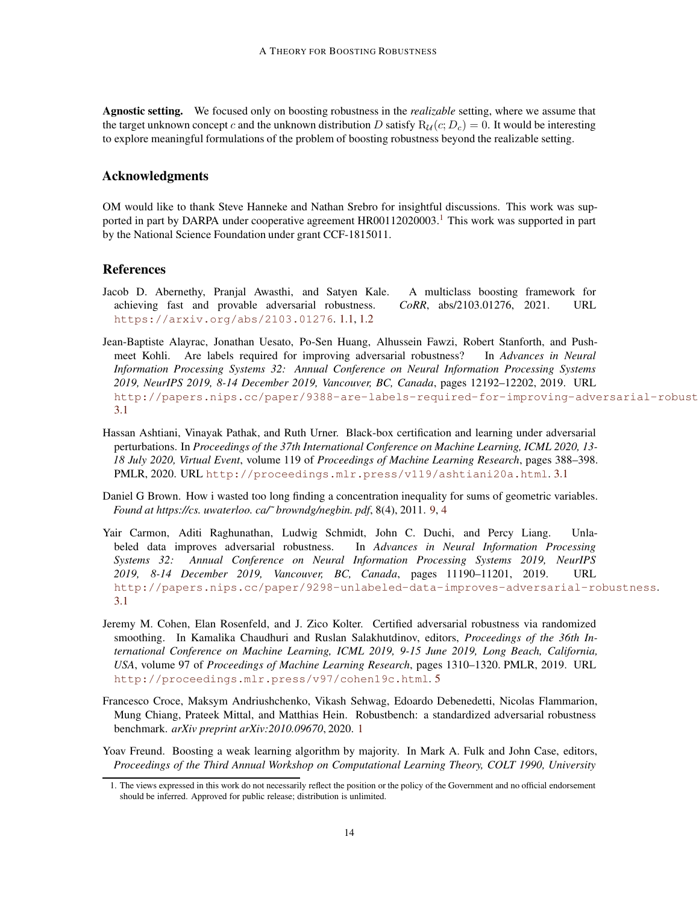**Agnostic setting.** We focused only on boosting robustness in the *realizable* setting, where we assume that the target unknown concept $c$ and the unknown distribution $D$ satisfy $\mathrm{R}_{\mathcal{U}}(c; D_c) = 0$. It would be interesting to explore meaningful formulations of the problem of boosting robustness beyond the realizable setting.

## Acknowledgments

OM would like to thank Steve Hanneke and Nathan Srebro for insightful discussions. This work was supported in part by DARPA under cooperative agreement HR00112020003.[1] This work was supported in part by the National Science Foundation under grant CCF-1815011.

## References

Jacob D. Abernethy, Pranjal Awasthi, and Satyen Kale. A multiclass boosting framework for achieving fast and provable adversarial robustness. *CoRR*, abs/2103.01276, 2021. URL https://arxiv.org/abs/2103.01276. 1.1, 1.2

Jean-Baptiste Alayrac, Jonathan Uesato, Po-Sen Huang, Alhussein Fawzi, Robert Stanforth, and Pushmeet Kohli. Are labels required for improving adversarial robustness? In *Advances in Neural Information Processing Systems 32: Annual Conference on Neural Information Processing Systems 2019, NeurIPS 2019, 8-14 December 2019, Vancouver, BC, Canada*, pages 12192–12202, 2019. URL http://papers.nips.cc/paper/9388-are-labels-required-for-improving-adversarial-robust 3.1

Hassan Ashtiani, Vinayak Pathak, and Ruth Urner. Black-box certification and learning under adversarial perturbations. In *Proceedings of the 37th International Conference on Machine Learning, ICML 2020, 13-18 July 2020, Virtual Event*, volume 119 of *Proceedings of Machine Learning Research*, pages 388–398. PMLR, 2020. URL http://proceedings.mlr.press/v119/ashtiani20a.html. 3.1

Daniel G Brown. How i wasted too long finding a concentration inequality for sums of geometric variables. *Found at https://cs. uwaterloo. ca/˜ browndg/negbin. pdf*, 8(4), 2011. 9, 4

Yair Carmon, Aditi Raghunathan, Ludwig Schmidt, John C. Duchi, and Percy Liang. Unlabeled data improves adversarial robustness. In *Advances in Neural Information Processing Systems 32: Annual Conference on Neural Information Processing Systems 2019, NeurIPS 2019, 8-14 December 2019, Vancouver, BC, Canada*, pages 11190–11201, 2019. URL http://papers.nips.cc/paper/9298-unlabeled-data-improves-adversarial-robustness. 3.1

Jeremy M. Cohen, Elan Rosenfeld, and J. Zico Kolter. Certified adversarial robustness via randomized smoothing. In Kamalika Chaudhuri and Ruslan Salakhutdinov, editors, *Proceedings of the 36th International Conference on Machine Learning, ICML 2019, 9-15 June 2019, Long Beach, California, USA*, volume 97 of *Proceedings of Machine Learning Research*, pages 1310–1320. PMLR, 2019. URL http://proceedings.mlr.press/v97/cohen19c.html. 5

Francesco Croce, Maksym Andriushchenko, Vikash Sehwag, Edoardo Debenedetti, Nicolas Flammarion, Mung Chiang, Prateek Mittal, and Matthias Hein. Robustbench: a standardized adversarial robustness benchmark. *arXiv preprint arXiv:2010.09670*, 2020. 1

Yoav Freund. Boosting a weak learning algorithm by majority. In Mark A. Fulk and John Case, editors, *Proceedings of the Third Annual Workshop on Computational Learning Theory, COLT 1990, University*

[1] The views expressed in this work do not necessarily reflect the position or the policy of the Government and no official endorsement should be inferred. Approved for public release; distribution is unlimited.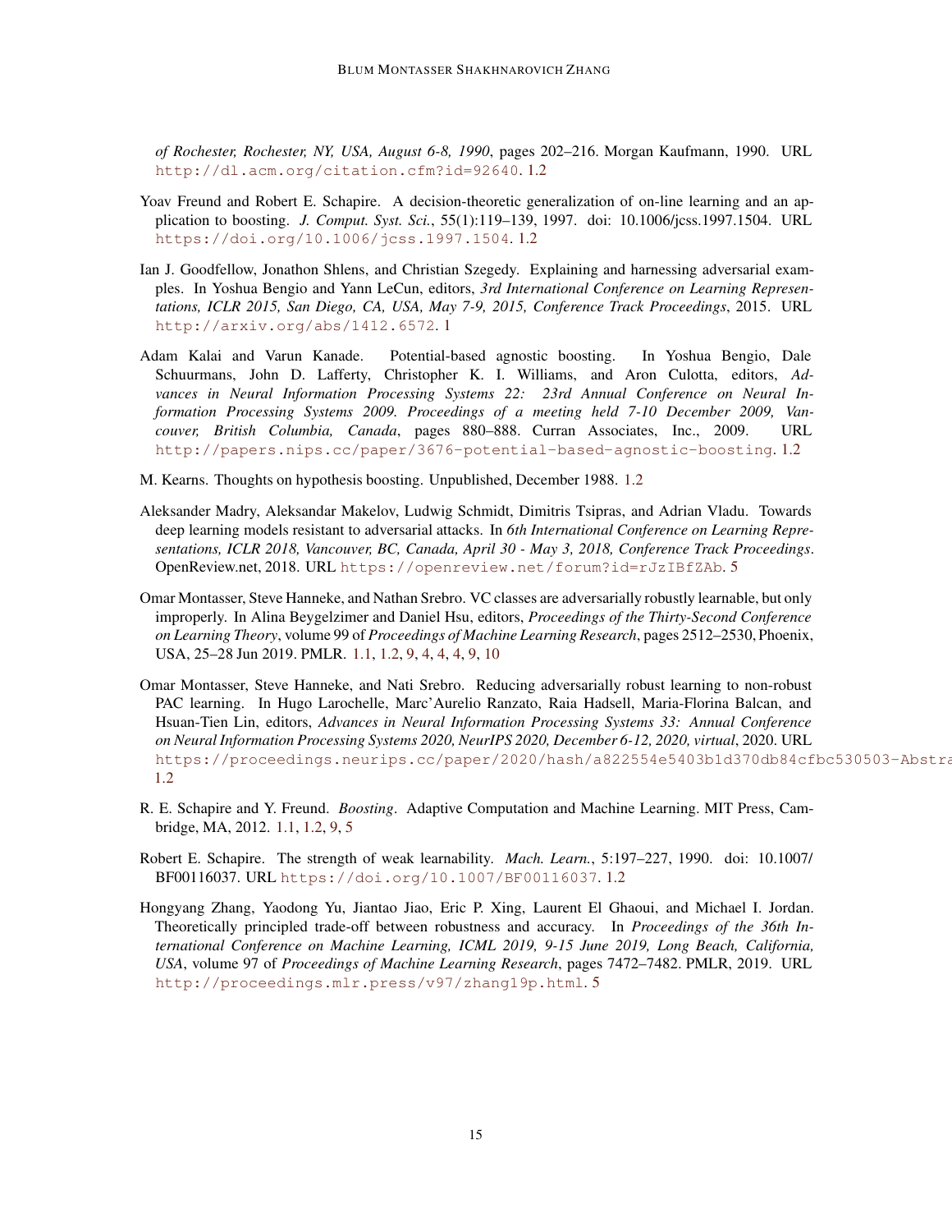*of Rochester, Rochester, NY, USA, August 6-8, 1990*, pages 202–216. Morgan Kaufmann, 1990. URL http://dl.acm.org/citation.cfm?id=92640. 1.2

Yoav Freund and Robert E. Schapire. A decision-theoretic generalization of on-line learning and an application to boosting. *J. Comput. Syst. Sci.*, 55(1):119–139, 1997. doi: 10.1006/jcss.1997.1504. URL https://doi.org/10.1006/jcss.1997.1504. 1.2

Ian J. Goodfellow, Jonathon Shlens, and Christian Szegedy. Explaining and harnessing adversarial examples. In Yoshua Bengio and Yann LeCun, editors, *3rd International Conference on Learning Representations, ICLR 2015, San Diego, CA, USA, May 7-9, 2015, Conference Track Proceedings*, 2015. URL http://arxiv.org/abs/1412.6572. 1

Adam Kalai and Varun Kanade. Potential-based agnostic boosting. In Yoshua Bengio, Dale Schuurmans, John D. Lafferty, Christopher K. I. Williams, and Aron Culotta, editors, *Advances in Neural Information Processing Systems 22: 23rd Annual Conference on Neural Information Processing Systems 2009. Proceedings of a meeting held 7-10 December 2009, Vancouver, British Columbia, Canada*, pages 880–888. Curran Associates, Inc., 2009. URL http://papers.nips.cc/paper/3676-potential-based-agnostic-boosting. 1.2

M. Kearns. Thoughts on hypothesis boosting. Unpublished, December 1988. 1.2

Aleksander Madry, Aleksandar Makelov, Ludwig Schmidt, Dimitris Tsipras, and Adrian Vladu. Towards deep learning models resistant to adversarial attacks. In *6th International Conference on Learning Representations, ICLR 2018, Vancouver, BC, Canada, April 30 - May 3, 2018, Conference Track Proceedings*. OpenReview.net, 2018. URL https://openreview.net/forum?id=rJzIBfZAb. 5

Omar Montasser, Steve Hanneke, and Nathan Srebro. VC classes are adversarially robustly learnable, but only improperly. In Alina Beygelzimer and Daniel Hsu, editors, *Proceedings of the Thirty-Second Conference on Learning Theory*, volume 99 of *Proceedings of Machine Learning Research*, pages 2512–2530, Phoenix, USA, 25–28 Jun 2019. PMLR. 1.1, 1.2, 9, 4, 4, 4, 9, 10

Omar Montasser, Steve Hanneke, and Nati Srebro. Reducing adversarially robust learning to non-robust PAC learning. In Hugo Larochelle, Marc'Aurelio Ranzato, Raia Hadsell, Maria-Florina Balcan, and Hsuan-Tien Lin, editors, *Advances in Neural Information Processing Systems 33: Annual Conference on Neural Information Processing Systems 2020, NeurIPS 2020, December 6-12, 2020, virtual*, 2020. URL https://proceedings.neurips.cc/paper/2020/hash/a822554e5403b1d370db84cfbc530503-Abstra 1.2

R. E. Schapire and Y. Freund. *Boosting*. Adaptive Computation and Machine Learning. MIT Press, Cambridge, MA, 2012. 1.1, 1.2, 9, 5

Robert E. Schapire. The strength of weak learnability. *Mach. Learn.*, 5:197–227, 1990. doi: 10.1007/BF00116037. URL https://doi.org/10.1007/BF00116037. 1.2

Hongyang Zhang, Yaodong Yu, Jiantao Jiao, Eric P. Xing, Laurent El Ghaoui, and Michael I. Jordan. Theoretically principled trade-off between robustness and accuracy. In *Proceedings of the 36th International Conference on Machine Learning, ICML 2019, 9-15 June 2019, Long Beach, California, USA*, volume 97 of *Proceedings of Machine Learning Research*, pages 7472–7482. PMLR, 2019. URL http://proceedings.mlr.press/v97/zhang19p.html. 5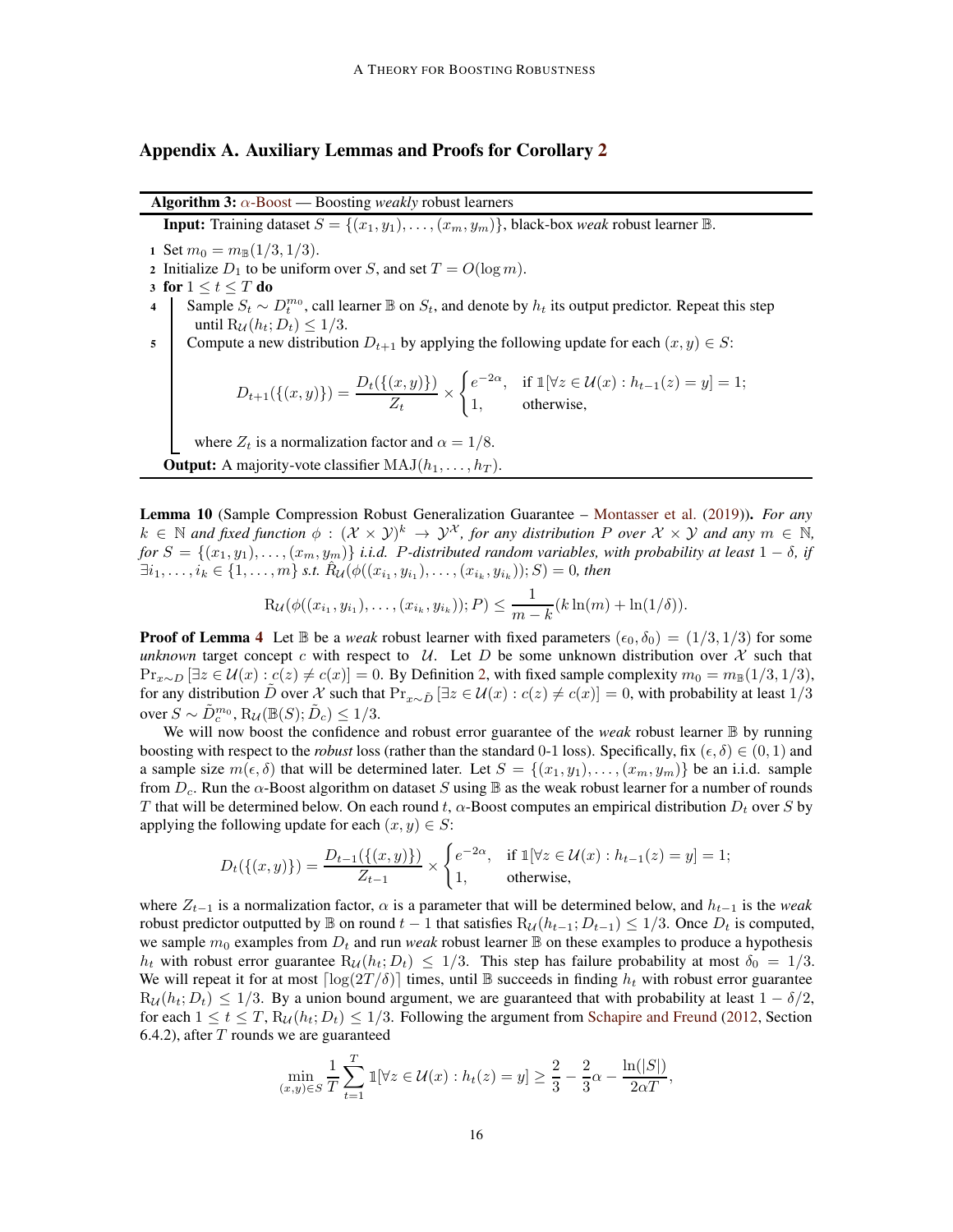## Appendix A. Auxiliary Lemmas and Proofs for Corollary 2

**Algorithm 3:** $\alpha$-Boost — Boosting *weakly* robust learners

**Input:** Training dataset $S = \{(x_1, y_1), \dots, (x_m, y_m)\}$, black-box *weak* robust learner $\mathbb{B}$.

1. Set $m_0 = m_{\mathbb{B}}(1/3, 1/3)$.
2. Initialize $D_1$ to be uniform over $S$, and set $T = O(\log m)$.
3. **for** $1 \leq t \leq T$ **do**
4. &nbsp;&nbsp;&nbsp;&nbsp;Sample $S_t \sim D_t^{m_0}$, call learner $\mathbb{B}$ on $S_t$, and denote by $h_t$ its output predictor. Repeat this step until $\mathrm{R}_{\mathcal{U}}(h_t; D_t) \leq 1/3$.
5. &nbsp;&nbsp;&nbsp;&nbsp;Compute a new distribution $D_{t+1}$ by applying the following update for each $(x, y) \in S$:

$$D_{t+1}(\{(x,y)\}) = \frac{D_t(\{(x,y)\})}{Z_t} \times \begin{cases} e^{-2\alpha}, & \text{if } \mathbb{1}[\forall z \in \mathcal{U}(x) : h_{t-1}(z) = y] = 1; \\ 1, & \text{otherwise,} \end{cases}$$

&nbsp;&nbsp;&nbsp;&nbsp;where $Z_t$ is a normalization factor and $\alpha = 1/8$.

**Output:** A majority-vote classifier $\mathrm{MAJ}(h_1, \dots, h_T)$.

**Lemma 10** (Sample Compression Robust Generalization Guarantee – Montasser et al. (2019)). *For any $k \in \mathbb{N}$ and fixed function $\phi : (\mathcal{X} \times \mathcal{Y})^k \to \mathcal{Y}^{\mathcal{X}}$, for any distribution $P$ over $\mathcal{X} \times \mathcal{Y}$ and any $m \in \mathbb{N}$, for $S = \{(x_1, y_1), \dots, (x_m, y_m)\}$ i.i.d. $P$-distributed random variables, with probability at least $1 - \delta$, if $\exists i_1, \dots, i_k \in \{1, \dots, m\}$ s.t. $\hat{R}_{\mathcal{U}}(\phi((x_{i_1}, y_{i_1}), \dots, (x_{i_k}, y_{i_k})); S) = 0$, then*

$$\mathrm{R}_{\mathcal{U}}(\phi((x_{i_1}, y_{i_1}), \dots, (x_{i_k}, y_{i_k})); P) \leq \frac{1}{m-k}(k \ln(m) + \ln(1/\delta)).$$

**Proof of Lemma 4** Let $\mathbb{B}$ be a *weak* robust learner with fixed parameters $(\epsilon_0, \delta_0) = (1/3, 1/3)$ for some *unknown* target concept $c$ with respect to $\mathcal{U}$. Let $D$ be some unknown distribution over $\mathcal{X}$ such that $\Pr_{x \sim D}[\exists z \in \mathcal{U}(x) : c(z) \neq c(x)] = 0$. By Definition 2, with fixed sample complexity $m_0 = m_{\mathbb{B}}(1/3, 1/3)$, for any distribution $\tilde{D}$ over $\mathcal{X}$ such that $\Pr_{x \sim \tilde{D}}[\exists z \in \mathcal{U}(x) : c(z) \neq c(x)] = 0$, with probability at least $1/3$ over $S \sim \tilde{D}_c^{m_0}$, $\mathrm{R}_{\mathcal{U}}(\mathbb{B}(S); \tilde{D}_c) \leq 1/3$.

We will now boost the confidence and robust error guarantee of the *weak* robust learner $\mathbb{B}$ by running boosting with respect to the *robust* loss (rather than the standard 0-1 loss). Specifically, fix $(\epsilon, \delta) \in (0, 1)$ and a sample size $m(\epsilon, \delta)$ that will be determined later. Let $S = \{(x_1, y_1), \dots, (x_m, y_m)\}$ be an i.i.d. sample from $D_c$. Run the $\alpha$-Boost algorithm on dataset $S$ using $\mathbb{B}$ as the weak robust learner for a number of rounds $T$ that will be determined below. On each round $t$, $\alpha$-Boost computes an empirical distribution $D_t$ over $S$ by applying the following update for each $(x, y) \in S$:

$$D_t(\{(x,y)\}) = \frac{D_{t-1}(\{(x,y)\})}{Z_{t-1}} \times \begin{cases} e^{-2\alpha}, & \text{if } \mathbb{1}[\forall z \in \mathcal{U}(x) : h_{t-1}(z) = y] = 1; \\ 1, & \text{otherwise,} \end{cases}$$

where $Z_{t-1}$ is a normalization factor, $\alpha$ is a parameter that will be determined below, and $h_{t-1}$ is the *weak* robust predictor outputted by $\mathbb{B}$ on round $t-1$ that satisfies $\mathrm{R}_{\mathcal{U}}(h_{t-1}; D_{t-1}) \leq 1/3$. Once $D_t$ is computed, we sample $m_0$ examples from $D_t$ and run *weak* robust learner $\mathbb{B}$ on these examples to produce a hypothesis $h_t$ with robust error guarantee $\mathrm{R}_{\mathcal{U}}(h_t; D_t) \leq 1/3$. This step has failure probability at most $\delta_0 = 1/3$. We will repeat it for at most $\lceil \log(2T/\delta) \rceil$ times, until $\mathbb{B}$ succeeds in finding $h_t$ with robust error guarantee $\mathrm{R}_{\mathcal{U}}(h_t; D_t) \leq 1/3$. By a union bound argument, we are guaranteed that with probability at least $1 - \delta/2$, for each $1 \leq t \leq T$, $\mathrm{R}_{\mathcal{U}}(h_t; D_t) \leq 1/3$. Following the argument from Schapire and Freund (2012, Section 6.4.2), after $T$ rounds we are guaranteed

$$\min_{(x,y) \in S} \frac{1}{T} \sum_{t=1}^{T} \mathbb{1}[\forall z \in \mathcal{U}(x) : h_t(z) = y] \geq \frac{2}{3} - \frac{2}{3}\alpha - \frac{\ln(|S|)}{2\alpha T},$$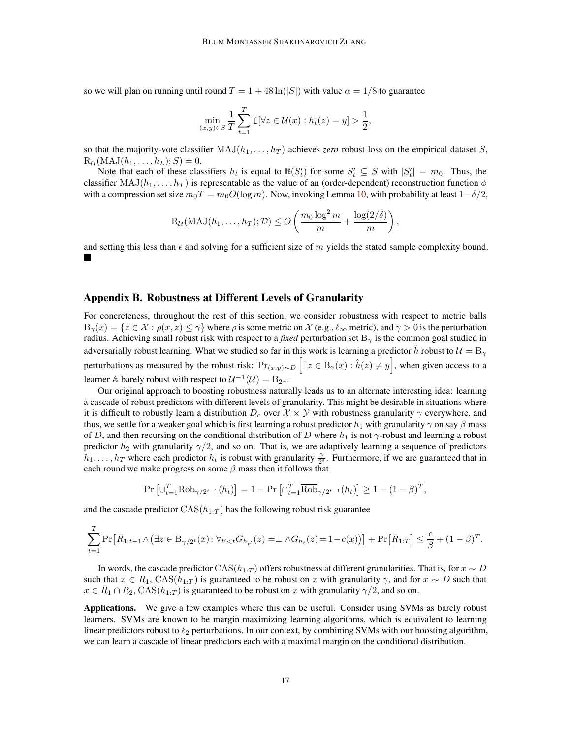so we will plan on running until round $T = 1 + 48\ln(|S|)$ with value $\alpha = 1/8$ to guarantee

$$\min_{(x,y)\in S} \frac{1}{T}\sum_{t=1}^{T} \mathbb{1}[\forall z \in \mathcal{U}(x) : h_t(z) = y] > \frac{1}{2},$$

so that the majority-vote classifier $\mathrm{MAJ}(h_1, \ldots, h_T)$ achieves *zero* robust loss on the empirical dataset $S$, $\mathrm{R}_{\mathcal{U}}(\mathrm{MAJ}(h_1, \ldots, h_L); S) = 0$.

Note that each of these classifiers $h_t$ is equal to $\mathbb{B}(S'_t)$ for some $S'_t \subseteq S$ with $|S'_t| = m_0$. Thus, the classifier $\mathrm{MAJ}(h_1, \ldots, h_T)$ is representable as the value of an (order-dependent) reconstruction function $\phi$ with a compression set size $m_0 T = m_0 O(\log m)$. Now, invoking Lemma 10, with probability at least $1-\delta/2$,

$$\mathrm{R}_{\mathcal{U}}(\mathrm{MAJ}(h_1, \ldots, h_T); \mathcal{D}) \leq O\left(\frac{m_0 \log^2 m}{m} + \frac{\log(2/\delta)}{m}\right),$$

and setting this less than $\epsilon$ and solving for a sufficient size of $m$ yields the stated sample complexity bound. ■

## Appendix B. Robustness at Different Levels of Granularity

For concreteness, throughout the rest of this section, we consider robustness with respect to metric balls $\mathrm{B}_\gamma(x) = \{z \in \mathcal{X} : \rho(x, z) \leq \gamma\}$ where $\rho$ is some metric on $\mathcal{X}$ (e.g., $\ell_\infty$ metric), and $\gamma > 0$ is the perturbation radius. Achieving small robust risk with respect to a *fixed* perturbation set $\mathrm{B}_\gamma$ is the common goal studied in adversarially robust learning. What we studied so far in this work is learning a predictor $\hat{h}$ robust to $\mathcal{U} = \mathrm{B}_\gamma$ perturbations as measured by the robust risk: $\Pr_{(x,y)\sim D}\left[\exists z \in \mathrm{B}_\gamma(x) : \hat{h}(z) \neq y\right]$, when given access to a learner $\mathbb{A}$ barely robust with respect to $\mathcal{U}^{-1}(\mathcal{U}) = \mathrm{B}_{2\gamma}$.

Our original approach to boosting robustness naturally leads us to an alternate interesting idea: learning a cascade of robust predictors with different levels of granularity. This might be desirable in situations where it is difficult to robustly learn a distribution $D_c$ over $\mathcal{X} \times \mathcal{Y}$ with robustness granularity $\gamma$ everywhere, and thus, we settle for a weaker goal which is first learning a robust predictor $h_1$ with granularity $\gamma$ on say $\beta$ mass of $D$, and then recursing on the conditional distribution of $D$ where $h_1$ is not $\gamma$-robust and learning a robust predictor $h_2$ with granularity $\gamma/2$, and so on. That is, we are adaptively learning a sequence of predictors $h_1, \ldots, h_T$ where each predictor $h_t$ is robust with granularity $\frac{\gamma}{2^t}$. Furthermore, if we are guaranteed that in each round we make progress on some $\beta$ mass then it follows that

$$\Pr\left[\cup_{t=1}^{T} \mathrm{Rob}_{\gamma/2^{t-1}}(h_t)\right] = 1 - \Pr\left[\cap_{t=1}^{T} \overline{\mathrm{Rob}}_{\gamma/2^{t-1}}(h_t)\right] \geq 1 - (1-\beta)^T,$$

and the cascade predictor $\mathrm{CAS}(h_{1:T})$ has the following robust risk guarantee

$$\sum_{t=1}^{T} \Pr\left[\bar{R}_{1:t-1} \wedge \left(\exists z \in \mathrm{B}_{\gamma/2^t}(x) \colon \forall_{t'<t} G_{h_{t'}}(z) = \perp \wedge G_{h_t}(z) = 1 - c(x)\right)\right] + \Pr\left[\bar{R}_{1:T}\right] \leq \frac{\epsilon}{\beta} + (1-\beta)^T.$$

In words, the cascade predictor $\mathrm{CAS}(h_{1:T})$ offers robustness at different granularities. That is, for $x \sim D$ such that $x \in R_1$, $\mathrm{CAS}(h_{1:T})$ is guaranteed to be robust on $x$ with granularity $\gamma$, and for $x \sim D$ such that $x \in \bar{R}_1 \cap R_2$, $\mathrm{CAS}(h_{1:T})$ is guaranteed to be robust on $x$ with granularity $\gamma/2$, and so on.

**Applications.** We give a few examples where this can be useful. Consider using SVMs as barely robust learners. SVMs are known to be margin maximizing learning algorithms, which is equivalent to learning linear predictors robust to $\ell_2$ perturbations. In our context, by combining SVMs with our boosting algorithm, we can learn a cascade of linear predictors each with a maximal margin on the conditional distribution.